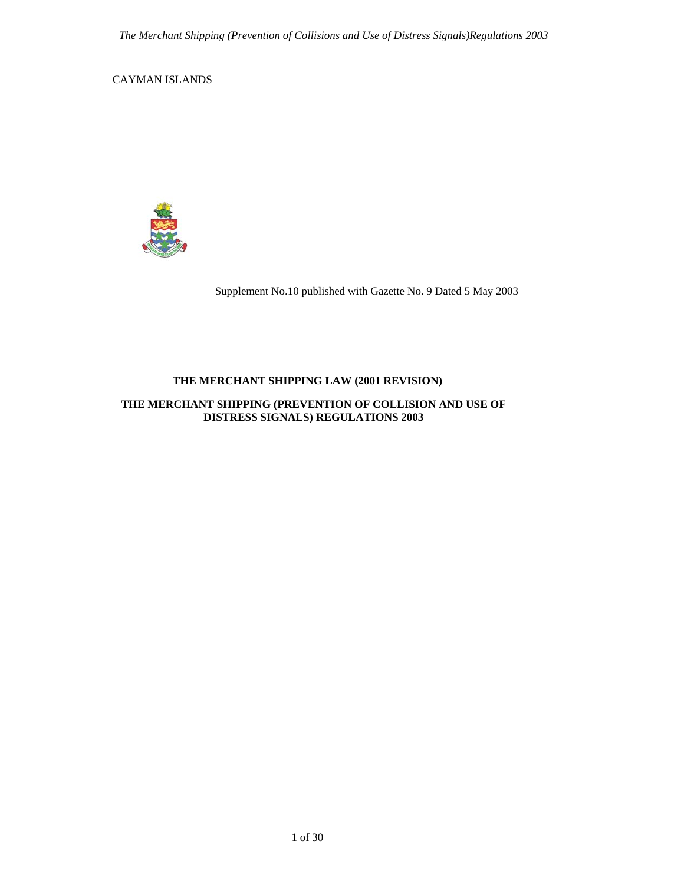CAYMAN ISLANDS

Supplement No.10 published with Gazette No. 9 Dated 5 May 2003

**THE MERCHANT SHIPPING LAW (2001 REVISION)**

**THE MERCHANT SHIPPING (PREVENTION OF COLLISION AND USE OF DISTRESS SIGNALS) REGULATIONS 2003**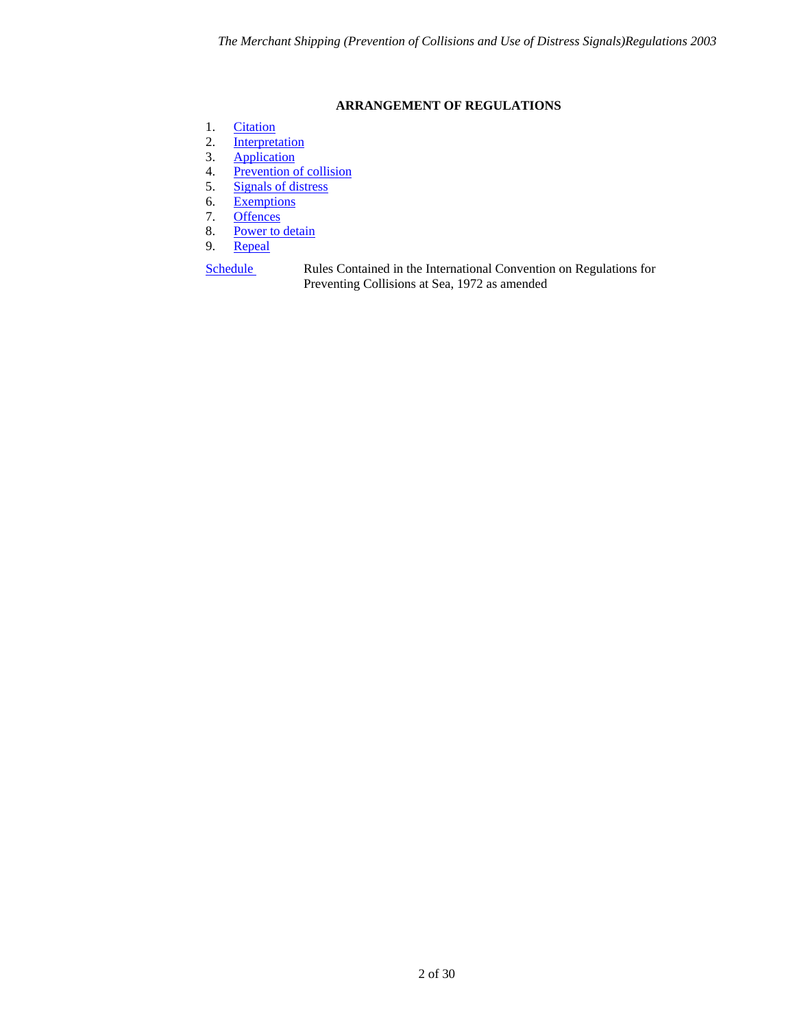## ARRANGEMENT OF REGULATIONS

1. Citation
2. Interpretation
3. Application
4. Prevention of collision
5. Signals of distress
6. Exemptions
7. Offences
8. Power to detain
9. Repeal

Schedule — Rules Contained in the International Convention on Regulations for Preventing Collisions at Sea, 1972 as amended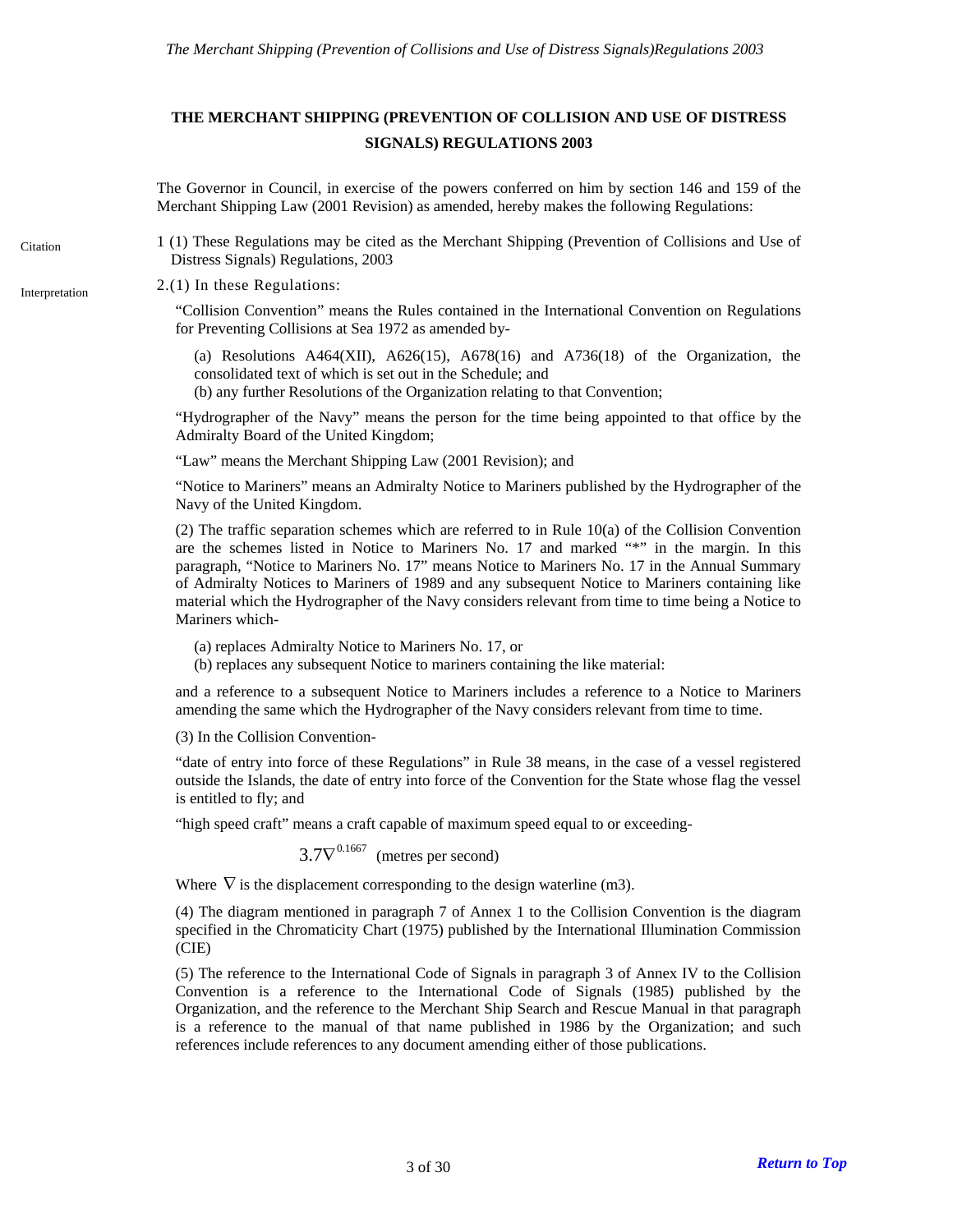# THE MERCHANT SHIPPING (PREVENTION OF COLLISION AND USE OF DISTRESS SIGNALS) REGULATIONS 2003

The Governor in Council, in exercise of the powers conferred on him by section 146 and 159 of the Merchant Shipping Law (2001 Revision) as amended, hereby makes the following Regulations:

Citation

1 (1) These Regulations may be cited as the Merchant Shipping (Prevention of Collisions and Use of Distress Signals) Regulations, 2003

Interpretation

2.(1) In these Regulations:

"Collision Convention" means the Rules contained in the International Convention on Regulations for Preventing Collisions at Sea 1972 as amended by-

(a) Resolutions A464(XII), A626(15), A678(16) and A736(18) of the Organization, the consolidated text of which is set out in the Schedule; and
(b) any further Resolutions of the Organization relating to that Convention;

"Hydrographer of the Navy" means the person for the time being appointed to that office by the Admiralty Board of the United Kingdom;

"Law" means the Merchant Shipping Law (2001 Revision); and

"Notice to Mariners" means an Admiralty Notice to Mariners published by the Hydrographer of the Navy of the United Kingdom.

(2) The traffic separation schemes which are referred to in Rule 10(a) of the Collision Convention are the schemes listed in Notice to Mariners No. 17 and marked "*" in the margin. In this paragraph, "Notice to Mariners No. 17" means Notice to Mariners No. 17 in the Annual Summary of Admiralty Notices to Mariners of 1989 and any subsequent Notice to Mariners containing like material which the Hydrographer of the Navy considers relevant from time to time being a Notice to Mariners which-

(a) replaces Admiralty Notice to Mariners No. 17, or
(b) replaces any subsequent Notice to mariners containing the like material:

and a reference to a subsequent Notice to Mariners includes a reference to a Notice to Mariners amending the same which the Hydrographer of the Navy considers relevant from time to time.

(3) In the Collision Convention-

"date of entry into force of these Regulations" in Rule 38 means, in the case of a vessel registered outside the Islands, the date of entry into force of the Convention for the State whose flag the vessel is entitled to fly; and

"high speed craft" means a craft capable of maximum speed equal to or exceeding-

$$3.7\nabla^{0.1667} \text{ (metres per second)}$$

Where $\nabla$ is the displacement corresponding to the design waterline (m3).

(4) The diagram mentioned in paragraph 7 of Annex 1 to the Collision Convention is the diagram specified in the Chromaticity Chart (1975) published by the International Illumination Commission (CIE)

(5) The reference to the International Code of Signals in paragraph 3 of Annex IV to the Collision Convention is a reference to the International Code of Signals (1985) published by the Organization, and the reference to the Merchant Ship Search and Rescue Manual in that paragraph is a reference to the manual of that name published in 1986 by the Organization; and such references include references to any document amending either of those publications.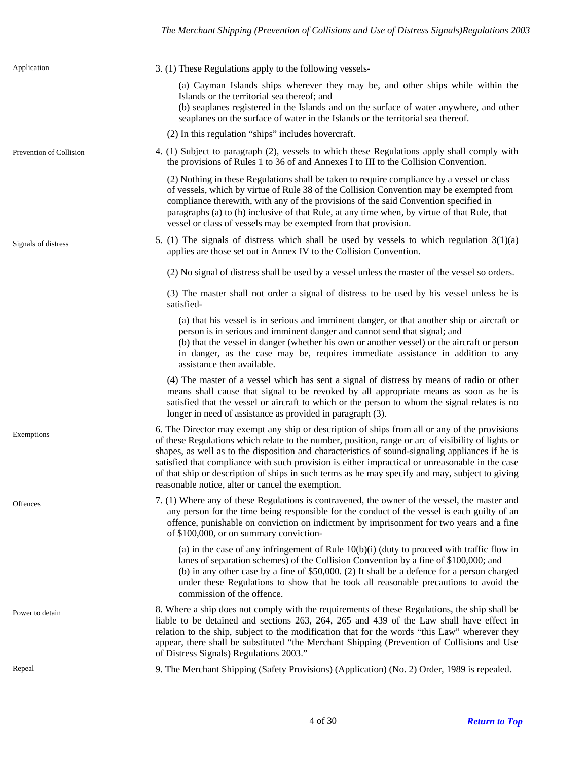**Application**

3. (1) These Regulations apply to the following vessels-

(a) Cayman Islands ships wherever they may be, and other ships while within the Islands or the territorial sea thereof; and
(b) seaplanes registered in the Islands and on the surface of water anywhere, and other seaplanes on the surface of water in the Islands or the territorial sea thereof.

(2) In this regulation "ships" includes hovercraft.

**Prevention of Collision**

4. (1) Subject to paragraph (2), vessels to which these Regulations apply shall comply with the provisions of Rules 1 to 36 of and Annexes I to III to the Collision Convention.

(2) Nothing in these Regulations shall be taken to require compliance by a vessel or class of vessels, which by virtue of Rule 38 of the Collision Convention may be exempted from compliance therewith, with any of the provisions of the said Convention specified in paragraphs (a) to (h) inclusive of that Rule, at any time when, by virtue of that Rule, that vessel or class of vessels may be exempted from that provision.

**Signals of distress**

5. (1) The signals of distress which shall be used by vessels to which regulation 3(1)(a) applies are those set out in Annex IV to the Collision Convention.

(2) No signal of distress shall be used by a vessel unless the master of the vessel so orders.

(3) The master shall not order a signal of distress to be used by his vessel unless he is satisfied-

(a) that his vessel is in serious and imminent danger, or that another ship or aircraft or person is in serious and imminent danger and cannot send that signal; and
(b) that the vessel in danger (whether his own or another vessel) or the aircraft or person in danger, as the case may be, requires immediate assistance in addition to any assistance then available.

(4) The master of a vessel which has sent a signal of distress by means of radio or other means shall cause that signal to be revoked by all appropriate means as soon as he is satisfied that the vessel or aircraft to which or the person to whom the signal relates is no longer in need of assistance as provided in paragraph (3).

**Exemptions**

6. The Director may exempt any ship or description of ships from all or any of the provisions of these Regulations which relate to the number, position, range or arc of visibility of lights or shapes, as well as to the disposition and characteristics of sound-signaling appliances if he is satisfied that compliance with such provision is either impractical or unreasonable in the case of that ship or description of ships in such terms as he may specify and may, subject to giving reasonable notice, alter or cancel the exemption.

**Offences**

7. (1) Where any of these Regulations is contravened, the owner of the vessel, the master and any person for the time being responsible for the conduct of the vessel is each guilty of an offence, punishable on conviction on indictment by imprisonment for two years and a fine of $100,000, or on summary conviction-

(a) in the case of any infringement of Rule 10(b)(i) (duty to proceed with traffic flow in lanes of separation schemes) of the Collision Convention by a fine of $100,000; and
(b) in any other case by a fine of $50,000. (2) It shall be a defence for a person charged under these Regulations to show that he took all reasonable precautions to avoid the commission of the offence.

**Power to detain**

8. Where a ship does not comply with the requirements of these Regulations, the ship shall be liable to be detained and sections 263, 264, 265 and 439 of the Law shall have effect in relation to the ship, subject to the modification that for the words "this Law" wherever they appear, there shall be substituted "the Merchant Shipping (Prevention of Collisions and Use of Distress Signals) Regulations 2003."

**Repeal**

9. The Merchant Shipping (Safety Provisions) (Application) (No. 2) Order, 1989 is repealed.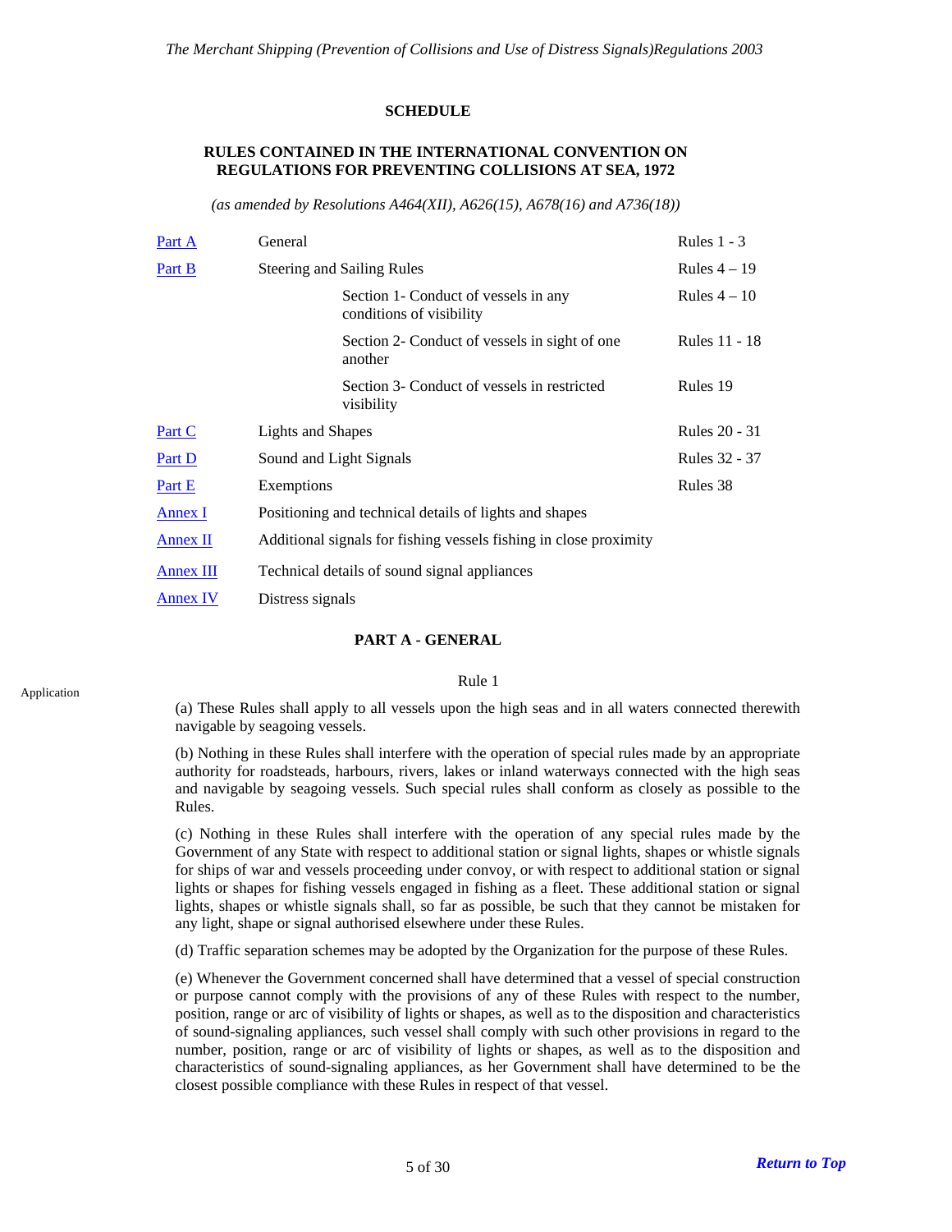## SCHEDULE

### RULES CONTAINED IN THE INTERNATIONAL CONVENTION ON REGULATIONS FOR PREVENTING COLLISIONS AT SEA, 1972

*(as amended by Resolutions A464(XII), A626(15), A678(16) and A736(18))*

| | | |
|---|---|---|
| Part A | General | Rules 1 - 3 |
| Part B | Steering and Sailing Rules | Rules 4 – 19 |
| | Section 1- Conduct of vessels in any conditions of visibility | Rules 4 – 10 |
| | Section 2- Conduct of vessels in sight of one another | Rules 11 - 18 |
| | Section 3- Conduct of vessels in restricted visibility | Rules 19 |
| Part C | Lights and Shapes | Rules 20 - 31 |
| Part D | Sound and Light Signals | Rules 32 - 37 |
| Part E | Exemptions | Rules 38 |
| Annex I | Positioning and technical details of lights and shapes | |
| Annex II | Additional signals for fishing vessels fishing in close proximity | |
| Annex III | Technical details of sound signal appliances | |
| Annex IV | Distress signals | |

### PART A - GENERAL

Application

Rule 1

(a) These Rules shall apply to all vessels upon the high seas and in all waters connected therewith navigable by seagoing vessels.

(b) Nothing in these Rules shall interfere with the operation of special rules made by an appropriate authority for roadsteads, harbours, rivers, lakes or inland waterways connected with the high seas and navigable by seagoing vessels. Such special rules shall conform as closely as possible to the Rules.

(c) Nothing in these Rules shall interfere with the operation of any special rules made by the Government of any State with respect to additional station or signal lights, shapes or whistle signals for ships of war and vessels proceeding under convoy, or with respect to additional station or signal lights or shapes for fishing vessels engaged in fishing as a fleet. These additional station or signal lights, shapes or whistle signals shall, so far as possible, be such that they cannot be mistaken for any light, shape or signal authorised elsewhere under these Rules.

(d) Traffic separation schemes may be adopted by the Organization for the purpose of these Rules.

(e) Whenever the Government concerned shall have determined that a vessel of special construction or purpose cannot comply with the provisions of any of these Rules with respect to the number, position, range or arc of visibility of lights or shapes, as well as to the disposition and characteristics of sound-signaling appliances, such vessel shall comply with such other provisions in regard to the number, position, range or arc of visibility of lights or shapes, as well as to the disposition and characteristics of sound-signaling appliances, as her Government shall have determined to be the closest possible compliance with these Rules in respect of that vessel.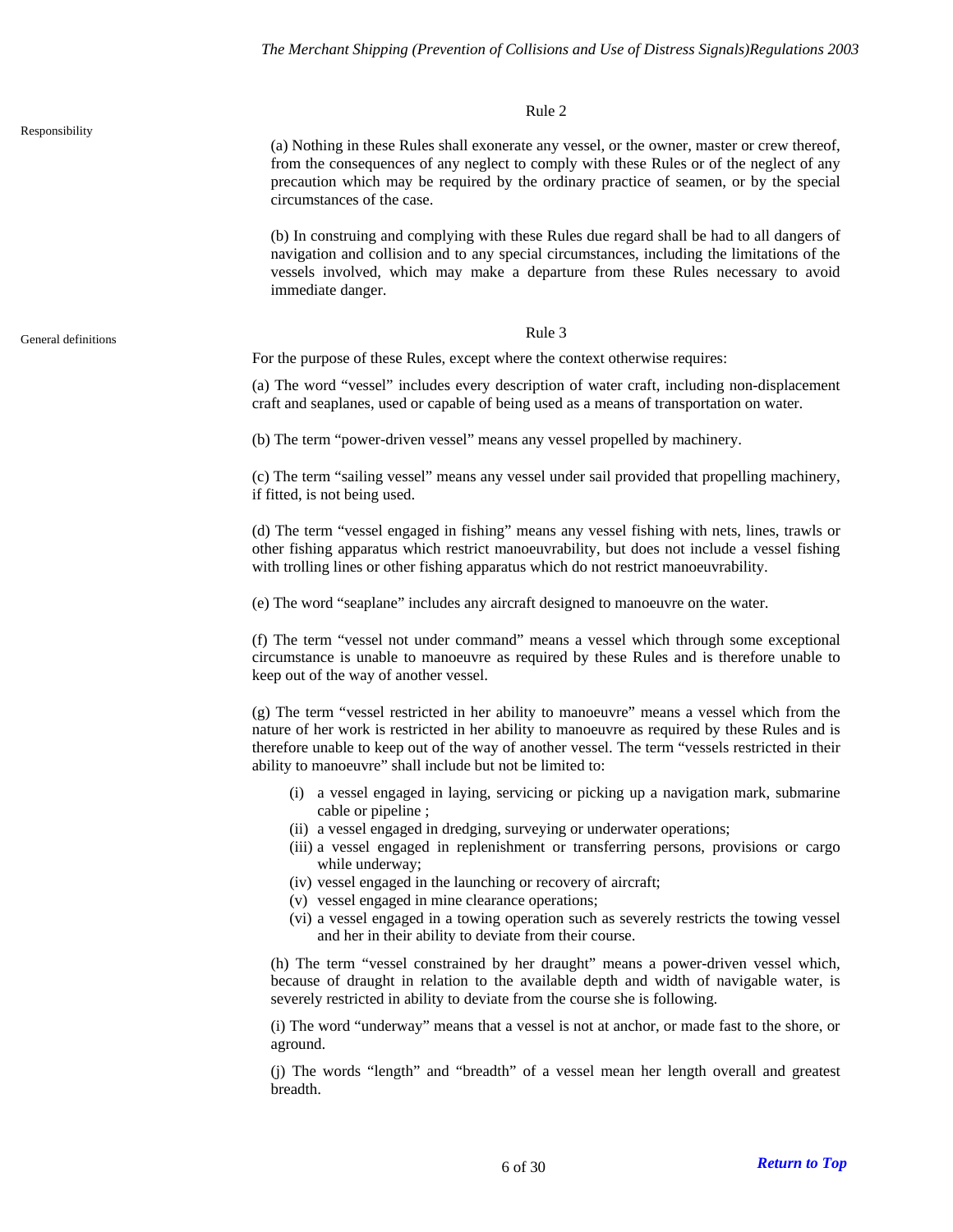## Rule 2

**Responsibility**

(a) Nothing in these Rules shall exonerate any vessel, or the owner, master or crew thereof, from the consequences of any neglect to comply with these Rules or of the neglect of any precaution which may be required by the ordinary practice of seamen, or by the special circumstances of the case.

(b) In construing and complying with these Rules due regard shall be had to all dangers of navigation and collision and to any special circumstances, including the limitations of the vessels involved, which may make a departure from these Rules necessary to avoid immediate danger.

## Rule 3

**General definitions**

For the purpose of these Rules, except where the context otherwise requires:

(a) The word "vessel" includes every description of water craft, including non-displacement craft and seaplanes, used or capable of being used as a means of transportation on water.

(b) The term "power-driven vessel" means any vessel propelled by machinery.

(c) The term "sailing vessel" means any vessel under sail provided that propelling machinery, if fitted, is not being used.

(d) The term "vessel engaged in fishing" means any vessel fishing with nets, lines, trawls or other fishing apparatus which restrict manoeuvrability, but does not include a vessel fishing with trolling lines or other fishing apparatus which do not restrict manoeuvrability.

(e) The word "seaplane" includes any aircraft designed to manoeuvre on the water.

(f) The term "vessel not under command" means a vessel which through some exceptional circumstance is unable to manoeuvre as required by these Rules and is therefore unable to keep out of the way of another vessel.

(g) The term "vessel restricted in her ability to manoeuvre" means a vessel which from the nature of her work is restricted in her ability to manoeuvre as required by these Rules and is therefore unable to keep out of the way of another vessel. The term "vessels restricted in their ability to manoeuvre" shall include but not be limited to:

- (i) a vessel engaged in laying, servicing or picking up a navigation mark, submarine cable or pipeline ;
- (ii) a vessel engaged in dredging, surveying or underwater operations;
- (iii) a vessel engaged in replenishment or transferring persons, provisions or cargo while underway;
- (iv) vessel engaged in the launching or recovery of aircraft;
- (v) vessel engaged in mine clearance operations;
- (vi) a vessel engaged in a towing operation such as severely restricts the towing vessel and her in their ability to deviate from their course.

(h) The term "vessel constrained by her draught" means a power-driven vessel which, because of draught in relation to the available depth and width of navigable water, is severely restricted in ability to deviate from the course she is following.

(i) The word "underway" means that a vessel is not at anchor, or made fast to the shore, or aground.

(j) The words "length" and "breadth" of a vessel mean her length overall and greatest breadth.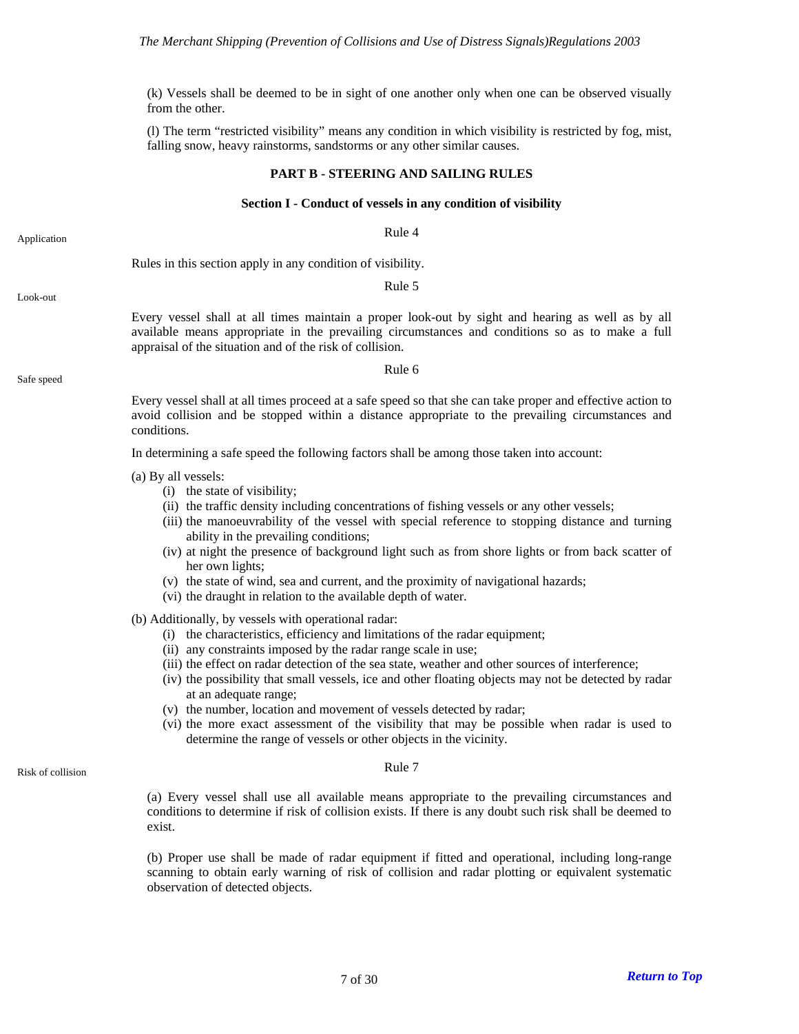(k) Vessels shall be deemed to be in sight of one another only when one can be observed visually from the other.

(l) The term “restricted visibility” means any condition in which visibility is restricted by fog, mist, falling snow, heavy rainstorms, sandstorms or any other similar causes.

## PART B - STEERING AND SAILING RULES

### Section I - Conduct of vessels in any condition of visibility

Application

Rule 4

Rules in this section apply in any condition of visibility.

Look-out

Rule 5

Every vessel shall at all times maintain a proper look-out by sight and hearing as well as by all available means appropriate in the prevailing circumstances and conditions so as to make a full appraisal of the situation and of the risk of collision.

Safe speed

Rule 6

Every vessel shall at all times proceed at a safe speed so that she can take proper and effective action to avoid collision and be stopped within a distance appropriate to the prevailing circumstances and conditions.

In determining a safe speed the following factors shall be among those taken into account:

(a) By all vessels:
- (i) the state of visibility;
- (ii) the traffic density including concentrations of fishing vessels or any other vessels;
- (iii) the manoeuvrability of the vessel with special reference to stopping distance and turning ability in the prevailing conditions;
- (iv) at night the presence of background light such as from shore lights or from back scatter of her own lights;
- (v) the state of wind, sea and current, and the proximity of navigational hazards;
- (vi) the draught in relation to the available depth of water.

(b) Additionally, by vessels with operational radar:
- (i) the characteristics, efficiency and limitations of the radar equipment;
- (ii) any constraints imposed by the radar range scale in use;
- (iii) the effect on radar detection of the sea state, weather and other sources of interference;
- (iv) the possibility that small vessels, ice and other floating objects may not be detected by radar at an adequate range;
- (v) the number, location and movement of vessels detected by radar;
- (vi) the more exact assessment of the visibility that may be possible when radar is used to determine the range of vessels or other objects in the vicinity.

Risk of collision

Rule 7

(a) Every vessel shall use all available means appropriate to the prevailing circumstances and conditions to determine if risk of collision exists. If there is any doubt such risk shall be deemed to exist.

(b) Proper use shall be made of radar equipment if fitted and operational, including long-range scanning to obtain early warning of risk of collision and radar plotting or equivalent systematic observation of detected objects.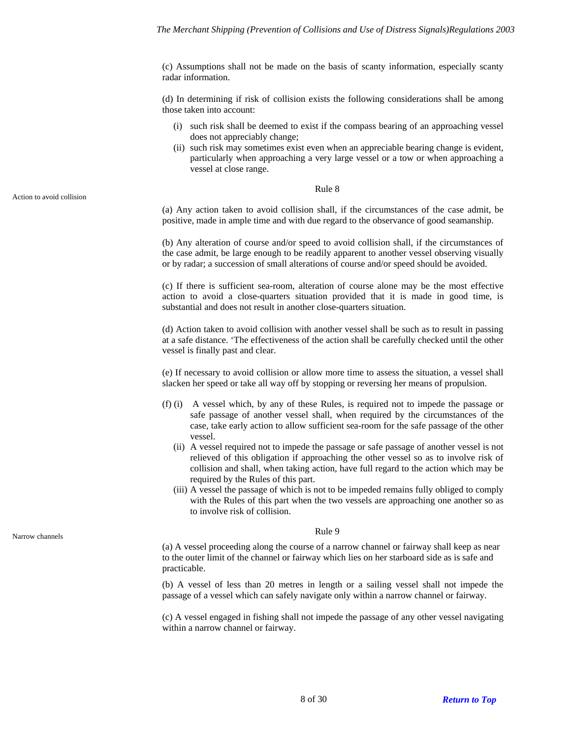(c) Assumptions shall not be made on the basis of scanty information, especially scanty radar information.

(d) In determining if risk of collision exists the following considerations shall be among those taken into account:

- (i) such risk shall be deemed to exist if the compass bearing of an approaching vessel does not appreciably change;
- (ii) such risk may sometimes exist even when an appreciable bearing change is evident, particularly when approaching a very large vessel or a tow or when approaching a vessel at close range.

Action to avoid collision

### Rule 8

(a) Any action taken to avoid collision shall, if the circumstances of the case admit, be positive, made in ample time and with due regard to the observance of good seamanship.

(b) Any alteration of course and/or speed to avoid collision shall, if the circumstances of the case admit, be large enough to be readily apparent to another vessel observing visually or by radar; a succession of small alterations of course and/or speed should be avoided.

(c) If there is sufficient sea-room, alteration of course alone may be the most effective action to avoid a close-quarters situation provided that it is made in good time, is substantial and does not result in another close-quarters situation.

(d) Action taken to avoid collision with another vessel shall be such as to result in passing at a safe distance. 'The effectiveness of the action shall be carefully checked until the other vessel is finally past and clear.

(e) If necessary to avoid collision or allow more time to assess the situation, a vessel shall slacken her speed or take all way off by stopping or reversing her means of propulsion.

(f) (i) A vessel which, by any of these Rules, is required not to impede the passage or safe passage of another vessel shall, when required by the circumstances of the case, take early action to allow sufficient sea-room for the safe passage of the other vessel.

- (ii) A vessel required not to impede the passage or safe passage of another vessel is not relieved of this obligation if approaching the other vessel so as to involve risk of collision and shall, when taking action, have full regard to the action which may be required by the Rules of this part.
- (iii) A vessel the passage of which is not to be impeded remains fully obliged to comply with the Rules of this part when the two vessels are approaching one another so as to involve risk of collision.

Narrow channels

### Rule 9

(a) A vessel proceeding along the course of a narrow channel or fairway shall keep as near to the outer limit of the channel or fairway which lies on her starboard side as is safe and practicable.

(b) A vessel of less than 20 metres in length or a sailing vessel shall not impede the passage of a vessel which can safely navigate only within a narrow channel or fairway.

(c) A vessel engaged in fishing shall not impede the passage of any other vessel navigating within a narrow channel or fairway.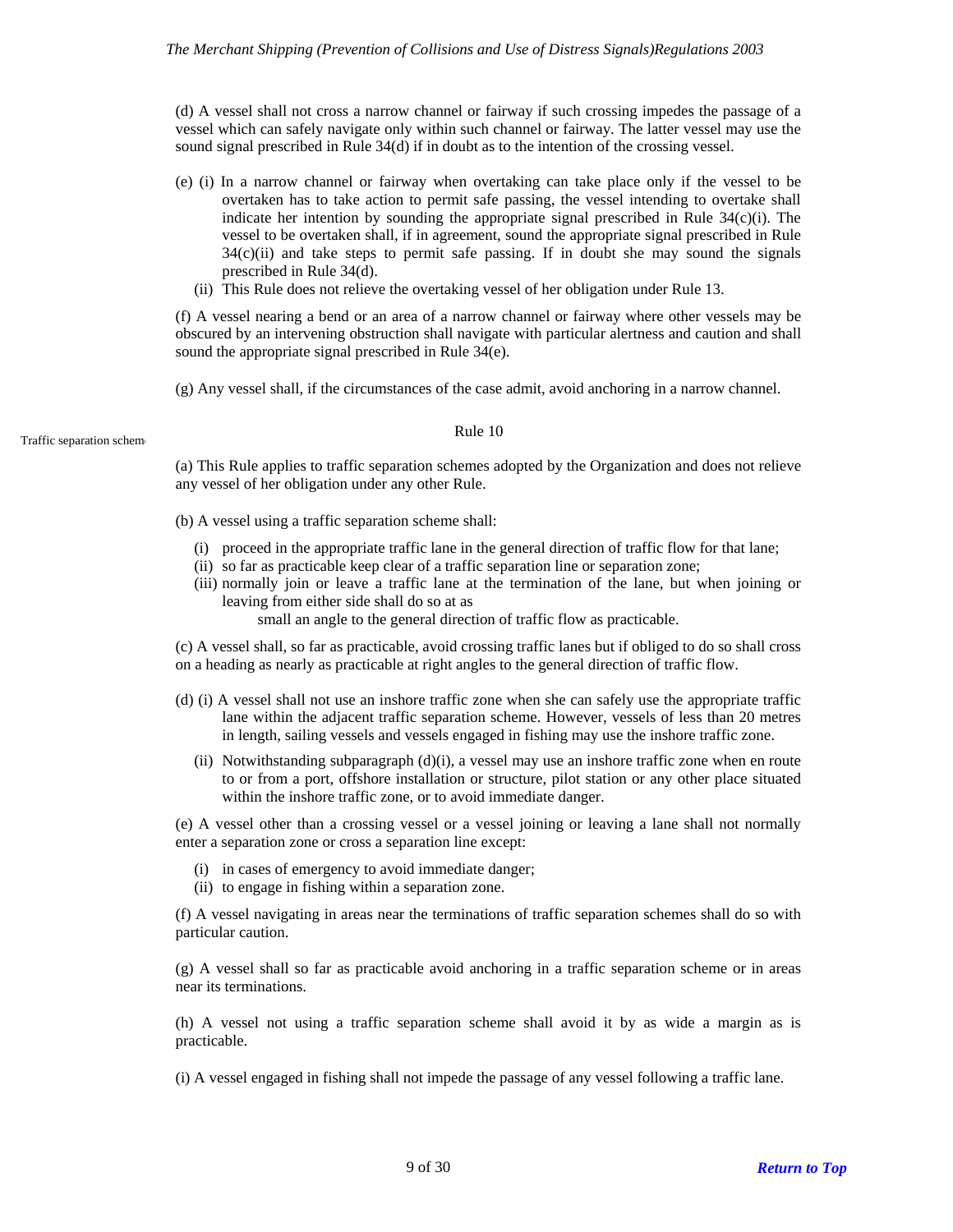(d) A vessel shall not cross a narrow channel or fairway if such crossing impedes the passage of a vessel which can safely navigate only within such channel or fairway. The latter vessel may use the sound signal prescribed in Rule 34(d) if in doubt as to the intention of the crossing vessel.

(e) (i) In a narrow channel or fairway when overtaking can take place only if the vessel to be overtaken has to take action to permit safe passing, the vessel intending to overtake shall indicate her intention by sounding the appropriate signal prescribed in Rule 34(c)(i). The vessel to be overtaken shall, if in agreement, sound the appropriate signal prescribed in Rule 34(c)(ii) and take steps to permit safe passing. If in doubt she may sound the signals prescribed in Rule 34(d).

(ii) This Rule does not relieve the overtaking vessel of her obligation under Rule 13.

(f) A vessel nearing a bend or an area of a narrow channel or fairway where other vessels may be obscured by an intervening obstruction shall navigate with particular alertness and caution and shall sound the appropriate signal prescribed in Rule 34(e).

(g) Any vessel shall, if the circumstances of the case admit, avoid anchoring in a narrow channel.

Traffic separation schem

## Rule 10

(a) This Rule applies to traffic separation schemes adopted by the Organization and does not relieve any vessel of her obligation under any other Rule.

(b) A vessel using a traffic separation scheme shall:

(i) proceed in the appropriate traffic lane in the general direction of traffic flow for that lane;
(ii) so far as practicable keep clear of a traffic separation line or separation zone;
(iii) normally join or leave a traffic lane at the termination of the lane, but when joining or leaving from either side shall do so at as small an angle to the general direction of traffic flow as practicable.

(c) A vessel shall, so far as practicable, avoid crossing traffic lanes but if obliged to do so shall cross on a heading as nearly as practicable at right angles to the general direction of traffic flow.

(d) (i) A vessel shall not use an inshore traffic zone when she can safely use the appropriate traffic lane within the adjacent traffic separation scheme. However, vessels of less than 20 metres in length, sailing vessels and vessels engaged in fishing may use the inshore traffic zone.

(ii) Notwithstanding subparagraph (d)(i), a vessel may use an inshore traffic zone when en route to or from a port, offshore installation or structure, pilot station or any other place situated within the inshore traffic zone, or to avoid immediate danger.

(e) A vessel other than a crossing vessel or a vessel joining or leaving a lane shall not normally enter a separation zone or cross a separation line except:

(i) in cases of emergency to avoid immediate danger;
(ii) to engage in fishing within a separation zone.

(f) A vessel navigating in areas near the terminations of traffic separation schemes shall do so with particular caution.

(g) A vessel shall so far as practicable avoid anchoring in a traffic separation scheme or in areas near its terminations.

(h) A vessel not using a traffic separation scheme shall avoid it by as wide a margin as is practicable.

(i) A vessel engaged in fishing shall not impede the passage of any vessel following a traffic lane.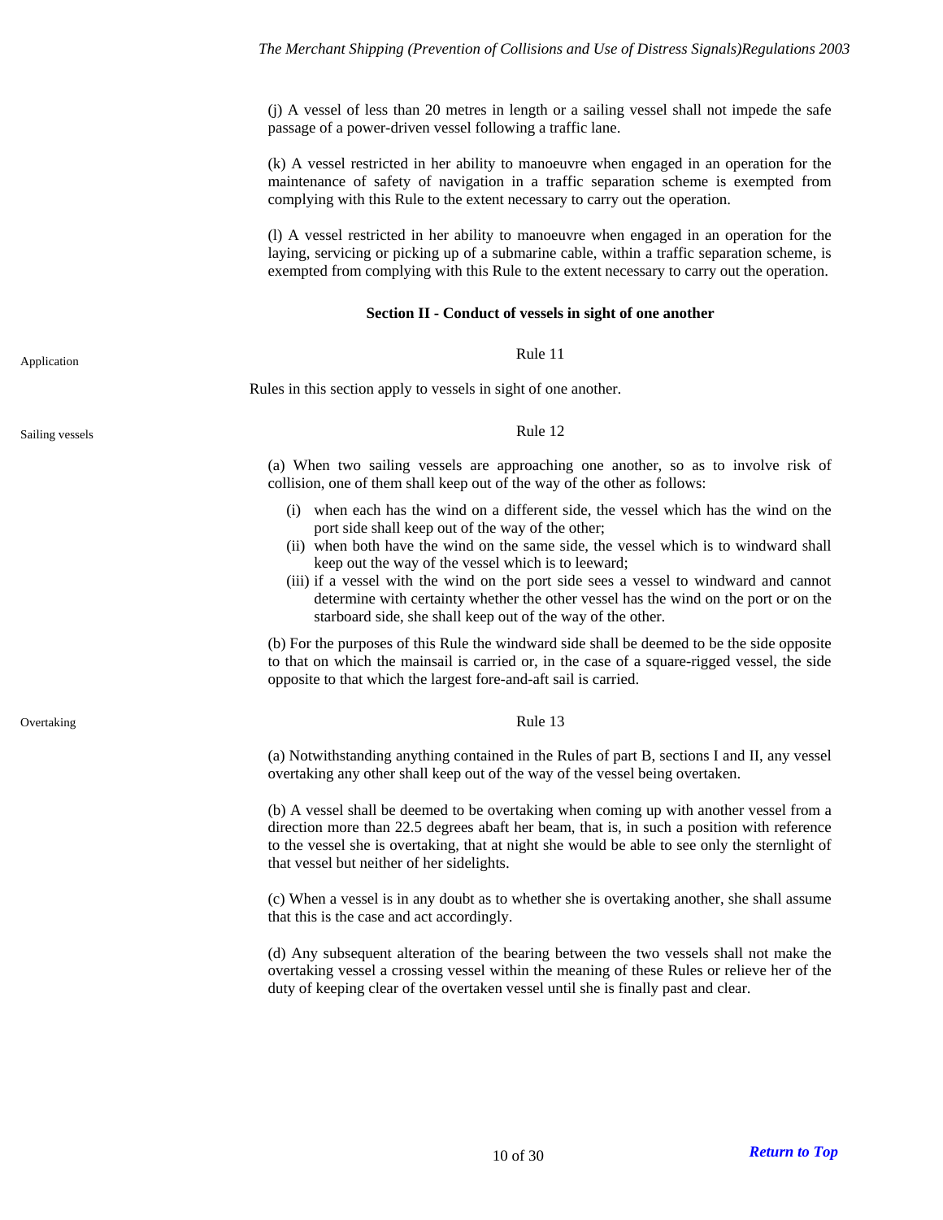(j) A vessel of less than 20 metres in length or a sailing vessel shall not impede the safe passage of a power-driven vessel following a traffic lane.

(k) A vessel restricted in her ability to manoeuvre when engaged in an operation for the maintenance of safety of navigation in a traffic separation scheme is exempted from complying with this Rule to the extent necessary to carry out the operation.

(l) A vessel restricted in her ability to manoeuvre when engaged in an operation for the laying, servicing or picking up of a submarine cable, within a traffic separation scheme, is exempted from complying with this Rule to the extent necessary to carry out the operation.

**Section II - Conduct of vessels in sight of one another**

Application

Rule 11

Rules in this section apply to vessels in sight of one another.

Sailing vessels

Rule 12

(a) When two sailing vessels are approaching one another, so as to involve risk of collision, one of them shall keep out of the way of the other as follows:

- (i) when each has the wind on a different side, the vessel which has the wind on the port side shall keep out of the way of the other;
- (ii) when both have the wind on the same side, the vessel which is to windward shall keep out the way of the vessel which is to leeward;
- (iii) if a vessel with the wind on the port side sees a vessel to windward and cannot determine with certainty whether the other vessel has the wind on the port or on the starboard side, she shall keep out of the way of the other.

(b) For the purposes of this Rule the windward side shall be deemed to be the side opposite to that on which the mainsail is carried or, in the case of a square-rigged vessel, the side opposite to that which the largest fore-and-aft sail is carried.

Overtaking

Rule 13

(a) Notwithstanding anything contained in the Rules of part B, sections I and II, any vessel overtaking any other shall keep out of the way of the vessel being overtaken.

(b) A vessel shall be deemed to be overtaking when coming up with another vessel from a direction more than 22.5 degrees abaft her beam, that is, in such a position with reference to the vessel she is overtaking, that at night she would be able to see only the sternlight of that vessel but neither of her sidelights.

(c) When a vessel is in any doubt as to whether she is overtaking another, she shall assume that this is the case and act accordingly.

(d) Any subsequent alteration of the bearing between the two vessels shall not make the overtaking vessel a crossing vessel within the meaning of these Rules or relieve her of the duty of keeping clear of the overtaken vessel until she is finally past and clear.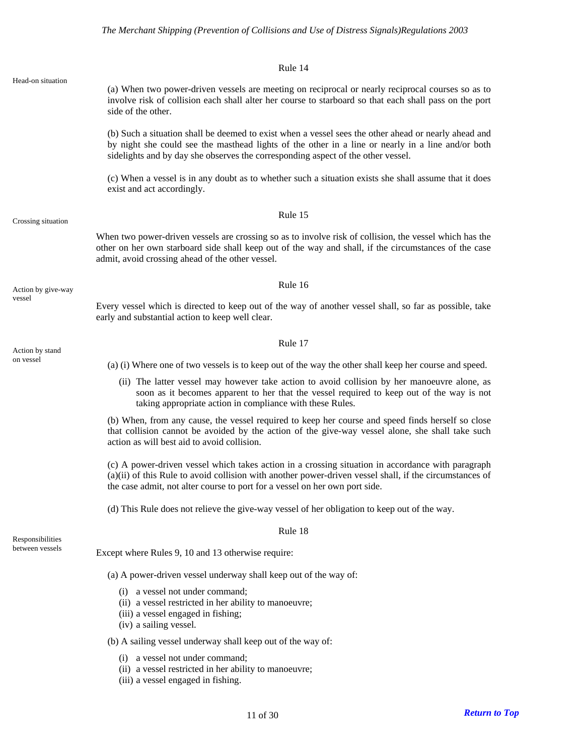## Rule 14

**Head-on situation**

(a) When two power-driven vessels are meeting on reciprocal or nearly reciprocal courses so as to involve risk of collision each shall alter her course to starboard so that each shall pass on the port side of the other.

(b) Such a situation shall be deemed to exist when a vessel sees the other ahead or nearly ahead and by night she could see the masthead lights of the other in a line or nearly in a line and/or both sidelights and by day she observes the corresponding aspect of the other vessel.

(c) When a vessel is in any doubt as to whether such a situation exists she shall assume that it does exist and act accordingly.

## Rule 15

**Crossing situation**

When two power-driven vessels are crossing so as to involve risk of collision, the vessel which has the other on her own starboard side shall keep out of the way and shall, if the circumstances of the case admit, avoid crossing ahead of the other vessel.

## Rule 16

**Action by give-way vessel**

Every vessel which is directed to keep out of the way of another vessel shall, so far as possible, take early and substantial action to keep well clear.

## Rule 17

**Action by stand on vessel**

(a) (i) Where one of two vessels is to keep out of the way the other shall keep her course and speed.

(ii) The latter vessel may however take action to avoid collision by her manoeuvre alone, as soon as it becomes apparent to her that the vessel required to keep out of the way is not taking appropriate action in compliance with these Rules.

(b) When, from any cause, the vessel required to keep her course and speed finds herself so close that collision cannot be avoided by the action of the give-way vessel alone, she shall take such action as will best aid to avoid collision.

(c) A power-driven vessel which takes action in a crossing situation in accordance with paragraph (a)(ii) of this Rule to avoid collision with another power-driven vessel shall, if the circumstances of the case admit, not alter course to port for a vessel on her own port side.

(d) This Rule does not relieve the give-way vessel of her obligation to keep out of the way.

## Rule 18

**Responsibilities between vessels**

Except where Rules 9, 10 and 13 otherwise require:

(a) A power-driven vessel underway shall keep out of the way of:

- (i) a vessel not under command;
- (ii) a vessel restricted in her ability to manoeuvre;
- (iii) a vessel engaged in fishing;
- (iv) a sailing vessel.

(b) A sailing vessel underway shall keep out of the way of:

- (i) a vessel not under command;
- (ii) a vessel restricted in her ability to manoeuvre;
- (iii) a vessel engaged in fishing.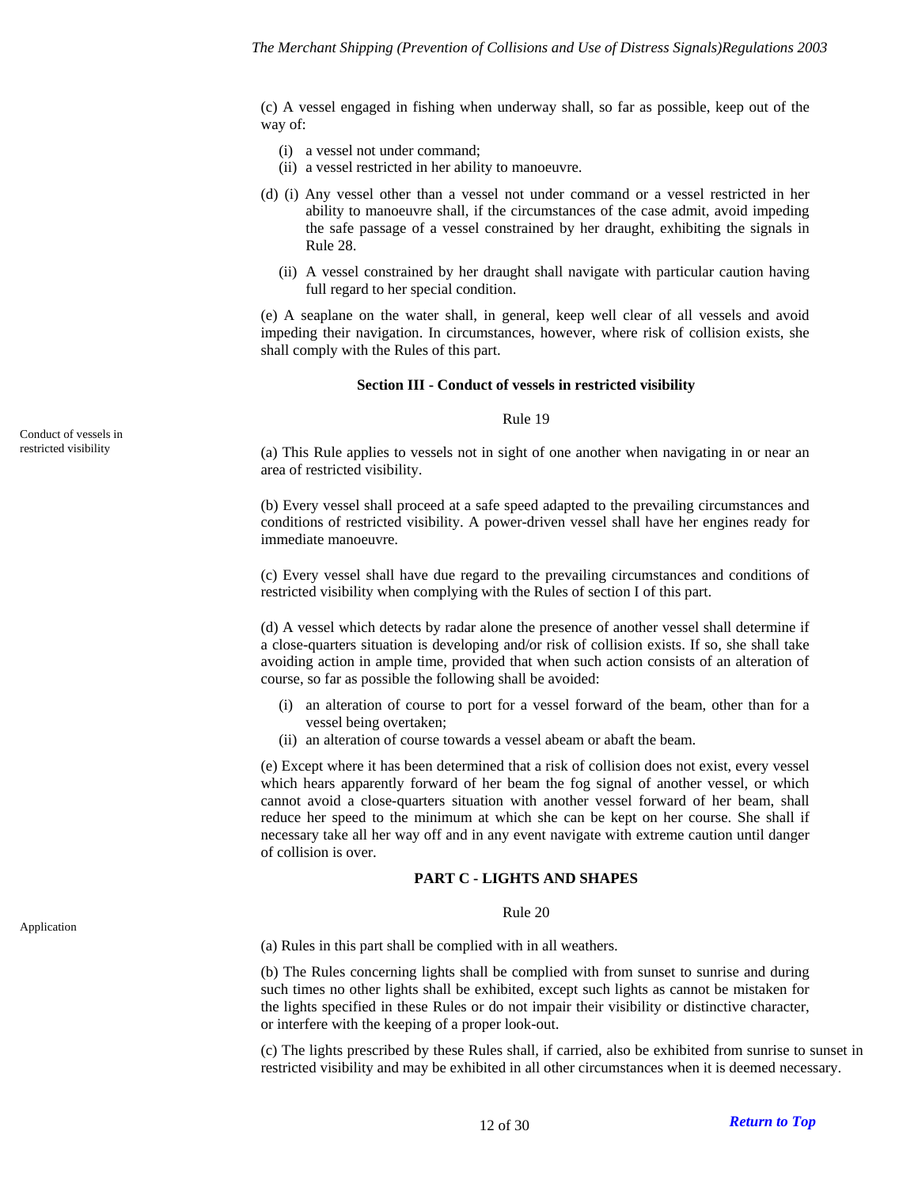(c) A vessel engaged in fishing when underway shall, so far as possible, keep out of the way of:

(i) a vessel not under command;
(ii) a vessel restricted in her ability to manoeuvre.

(d) (i) Any vessel other than a vessel not under command or a vessel restricted in her ability to manoeuvre shall, if the circumstances of the case admit, avoid impeding the safe passage of a vessel constrained by her draught, exhibiting the signals in Rule 28.

(ii) A vessel constrained by her draught shall navigate with particular caution having full regard to her special condition.

(e) A seaplane on the water shall, in general, keep well clear of all vessels and avoid impeding their navigation. In circumstances, however, where risk of collision exists, she shall comply with the Rules of this part.

### Section III - Conduct of vessels in restricted visibility

Rule 19

Conduct of vessels in restricted visibility

(a) This Rule applies to vessels not in sight of one another when navigating in or near an area of restricted visibility.

(b) Every vessel shall proceed at a safe speed adapted to the prevailing circumstances and conditions of restricted visibility. A power-driven vessel shall have her engines ready for immediate manoeuvre.

(c) Every vessel shall have due regard to the prevailing circumstances and conditions of restricted visibility when complying with the Rules of section I of this part.

(d) A vessel which detects by radar alone the presence of another vessel shall determine if a close-quarters situation is developing and/or risk of collision exists. If so, she shall take avoiding action in ample time, provided that when such action consists of an alteration of course, so far as possible the following shall be avoided:

(i) an alteration of course to port for a vessel forward of the beam, other than for a vessel being overtaken;
(ii) an alteration of course towards a vessel abeam or abaft the beam.

(e) Except where it has been determined that a risk of collision does not exist, every vessel which hears apparently forward of her beam the fog signal of another vessel, or which cannot avoid a close-quarters situation with another vessel forward of her beam, shall reduce her speed to the minimum at which she can be kept on her course. She shall if necessary take all her way off and in any event navigate with extreme caution until danger of collision is over.

## PART C - LIGHTS AND SHAPES

Rule 20

Application

(a) Rules in this part shall be complied with in all weathers.

(b) The Rules concerning lights shall be complied with from sunset to sunrise and during such times no other lights shall be exhibited, except such lights as cannot be mistaken for the lights specified in these Rules or do not impair their visibility or distinctive character, or interfere with the keeping of a proper look-out.

(c) The lights prescribed by these Rules shall, if carried, also be exhibited from sunrise to sunset in restricted visibility and may be exhibited in all other circumstances when it is deemed necessary.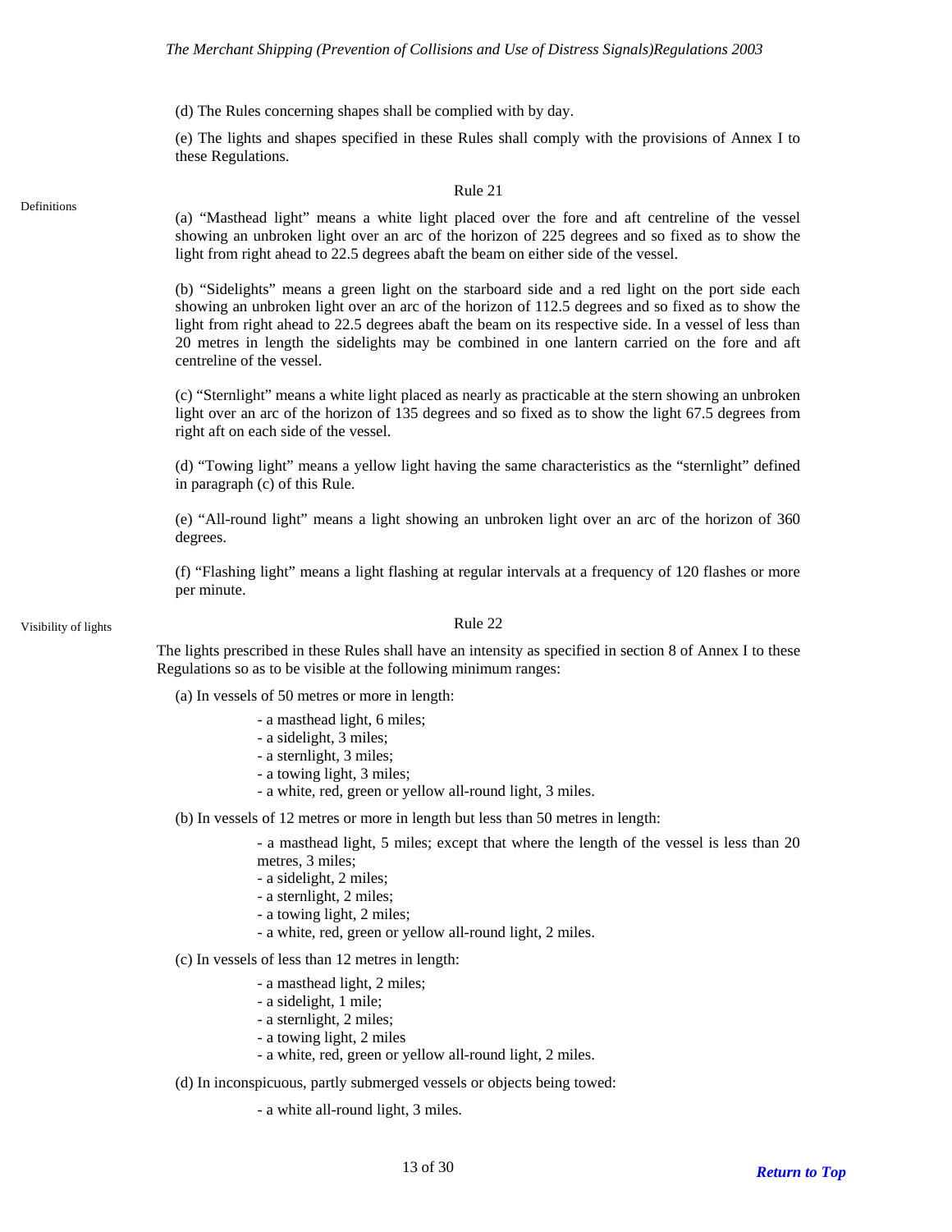(d) The Rules concerning shapes shall be complied with by day.

(e) The lights and shapes specified in these Rules shall comply with the provisions of Annex I to these Regulations.

### Rule 21

Definitions

(a) "Masthead light" means a white light placed over the fore and aft centreline of the vessel showing an unbroken light over an arc of the horizon of 225 degrees and so fixed as to show the light from right ahead to 22.5 degrees abaft the beam on either side of the vessel.

(b) "Sidelights" means a green light on the starboard side and a red light on the port side each showing an unbroken light over an arc of the horizon of 112.5 degrees and so fixed as to show the light from right ahead to 22.5 degrees abaft the beam on its respective side. In a vessel of less than 20 metres in length the sidelights may be combined in one lantern carried on the fore and aft centreline of the vessel.

(c) "Sternlight" means a white light placed as nearly as practicable at the stern showing an unbroken light over an arc of the horizon of 135 degrees and so fixed as to show the light 67.5 degrees from right aft on each side of the vessel.

(d) "Towing light" means a yellow light having the same characteristics as the "sternlight" defined in paragraph (c) of this Rule.

(e) "All-round light" means a light showing an unbroken light over an arc of the horizon of 360 degrees.

(f) "Flashing light" means a light flashing at regular intervals at a frequency of 120 flashes or more per minute.

### Rule 22

Visibility of lights

The lights prescribed in these Rules shall have an intensity as specified in section 8 of Annex I to these Regulations so as to be visible at the following minimum ranges:

(a) In vessels of 50 metres or more in length:

- a masthead light, 6 miles;
- a sidelight, 3 miles;
- a sternlight, 3 miles;
- a towing light, 3 miles;
- a white, red, green or yellow all-round light, 3 miles.

(b) In vessels of 12 metres or more in length but less than 50 metres in length:

- a masthead light, 5 miles; except that where the length of the vessel is less than 20 metres, 3 miles;
- a sidelight, 2 miles;
- a sternlight, 2 miles;
- a towing light, 2 miles;
- a white, red, green or yellow all-round light, 2 miles.

(c) In vessels of less than 12 metres in length:

- a masthead light, 2 miles;
- a sidelight, 1 mile;
- a sternlight, 2 miles;
- a towing light, 2 miles
- a white, red, green or yellow all-round light, 2 miles.

(d) In inconspicuous, partly submerged vessels or objects being towed:

- a white all-round light, 3 miles.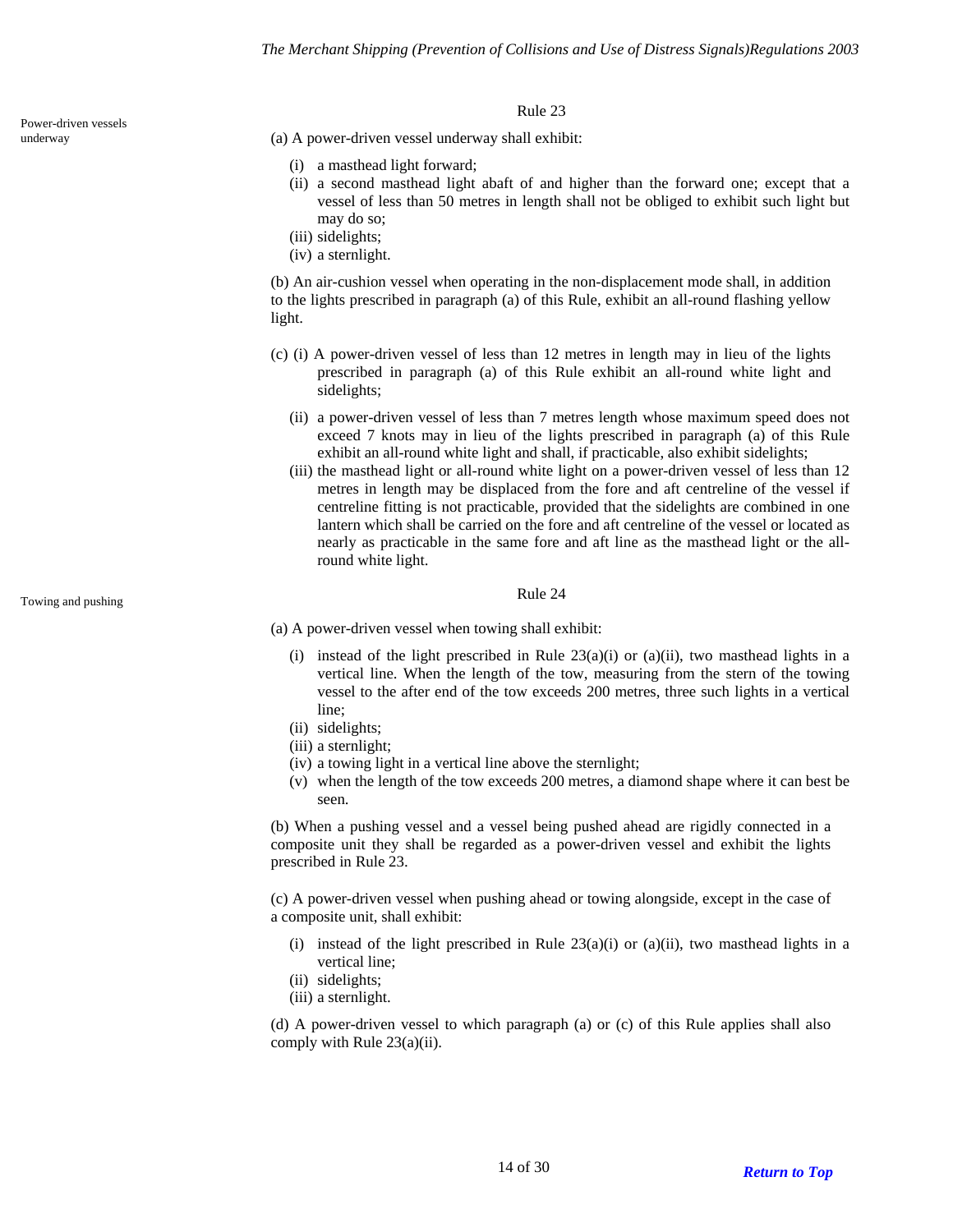Power-driven vessels underway

## Rule 23

(a) A power-driven vessel underway shall exhibit:

- (i) a masthead light forward;
- (ii) a second masthead light abaft of and higher than the forward one; except that a vessel of less than 50 metres in length shall not be obliged to exhibit such light but may do so;
- (iii) sidelights;
- (iv) a sternlight.

(b) An air-cushion vessel when operating in the non-displacement mode shall, in addition to the lights prescribed in paragraph (a) of this Rule, exhibit an all-round flashing yellow light.

(c) (i) A power-driven vessel of less than 12 metres in length may in lieu of the lights prescribed in paragraph (a) of this Rule exhibit an all-round white light and sidelights;

- (ii) a power-driven vessel of less than 7 metres length whose maximum speed does not exceed 7 knots may in lieu of the lights prescribed in paragraph (a) of this Rule exhibit an all-round white light and shall, if practicable, also exhibit sidelights;
- (iii) the masthead light or all-round white light on a power-driven vessel of less than 12 metres in length may be displaced from the fore and aft centreline of the vessel if centreline fitting is not practicable, provided that the sidelights are combined in one lantern which shall be carried on the fore and aft centreline of the vessel or located as nearly as practicable in the same fore and aft line as the masthead light or the all-round white light.

Towing and pushing

## Rule 24

(a) A power-driven vessel when towing shall exhibit:

- (i) instead of the light prescribed in Rule 23(a)(i) or (a)(ii), two masthead lights in a vertical line. When the length of the tow, measuring from the stern of the towing vessel to the after end of the tow exceeds 200 metres, three such lights in a vertical line;
- (ii) sidelights;
- (iii) a sternlight;
- (iv) a towing light in a vertical line above the sternlight;
- (v) when the length of the tow exceeds 200 metres, a diamond shape where it can best be seen.

(b) When a pushing vessel and a vessel being pushed ahead are rigidly connected in a composite unit they shall be regarded as a power-driven vessel and exhibit the lights prescribed in Rule 23.

(c) A power-driven vessel when pushing ahead or towing alongside, except in the case of a composite unit, shall exhibit:

- (i) instead of the light prescribed in Rule 23(a)(i) or (a)(ii), two masthead lights in a vertical line;
- (ii) sidelights;
- (iii) a sternlight.

(d) A power-driven vessel to which paragraph (a) or (c) of this Rule applies shall also comply with Rule 23(a)(ii).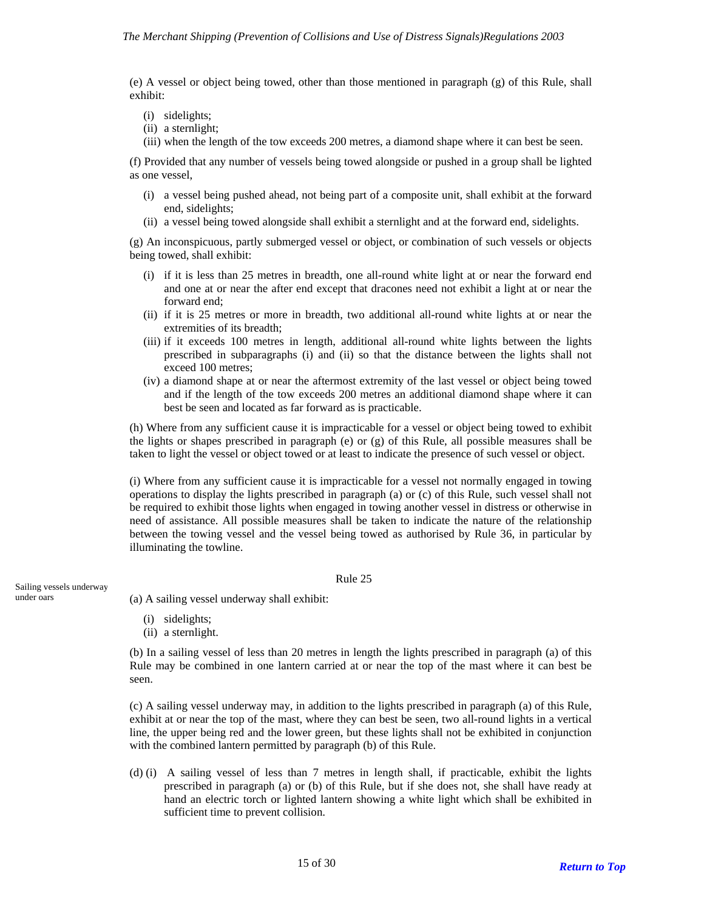(e) A vessel or object being towed, other than those mentioned in paragraph (g) of this Rule, shall exhibit:

(i) sidelights;
(ii) a sternlight;
(iii) when the length of the tow exceeds 200 metres, a diamond shape where it can best be seen.

(f) Provided that any number of vessels being towed alongside or pushed in a group shall be lighted as one vessel,

(i) a vessel being pushed ahead, not being part of a composite unit, shall exhibit at the forward end, sidelights;
(ii) a vessel being towed alongside shall exhibit a sternlight and at the forward end, sidelights.

(g) An inconspicuous, partly submerged vessel or object, or combination of such vessels or objects being towed, shall exhibit:

(i) if it is less than 25 metres in breadth, one all-round white light at or near the forward end and one at or near the after end except that dracones need not exhibit a light at or near the forward end;
(ii) if it is 25 metres or more in breadth, two additional all-round white lights at or near the extremities of its breadth;
(iii) if it exceeds 100 metres in length, additional all-round white lights between the lights prescribed in subparagraphs (i) and (ii) so that the distance between the lights shall not exceed 100 metres;
(iv) a diamond shape at or near the aftermost extremity of the last vessel or object being towed and if the length of the tow exceeds 200 metres an additional diamond shape where it can best be seen and located as far forward as is practicable.

(h) Where from any sufficient cause it is impracticable for a vessel or object being towed to exhibit the lights or shapes prescribed in paragraph (e) or (g) of this Rule, all possible measures shall be taken to light the vessel or object towed or at least to indicate the presence of such vessel or object.

(i) Where from any sufficient cause it is impracticable for a vessel not normally engaged in towing operations to display the lights prescribed in paragraph (a) or (c) of this Rule, such vessel shall not be required to exhibit those lights when engaged in towing another vessel in distress or otherwise in need of assistance. All possible measures shall be taken to indicate the nature of the relationship between the towing vessel and the vessel being towed as authorised by Rule 36, in particular by illuminating the towline.

## Rule 25

*Sailing vessels underway under oars*

(a) A sailing vessel underway shall exhibit:

(i) sidelights;
(ii) a sternlight.

(b) In a sailing vessel of less than 20 metres in length the lights prescribed in paragraph (a) of this Rule may be combined in one lantern carried at or near the top of the mast where it can best be seen.

(c) A sailing vessel underway may, in addition to the lights prescribed in paragraph (a) of this Rule, exhibit at or near the top of the mast, where they can best be seen, two all-round lights in a vertical line, the upper being red and the lower green, but these lights shall not be exhibited in conjunction with the combined lantern permitted by paragraph (b) of this Rule.

(d) (i) A sailing vessel of less than 7 metres in length shall, if practicable, exhibit the lights prescribed in paragraph (a) or (b) of this Rule, but if she does not, she shall have ready at hand an electric torch or lighted lantern showing a white light which shall be exhibited in sufficient time to prevent collision.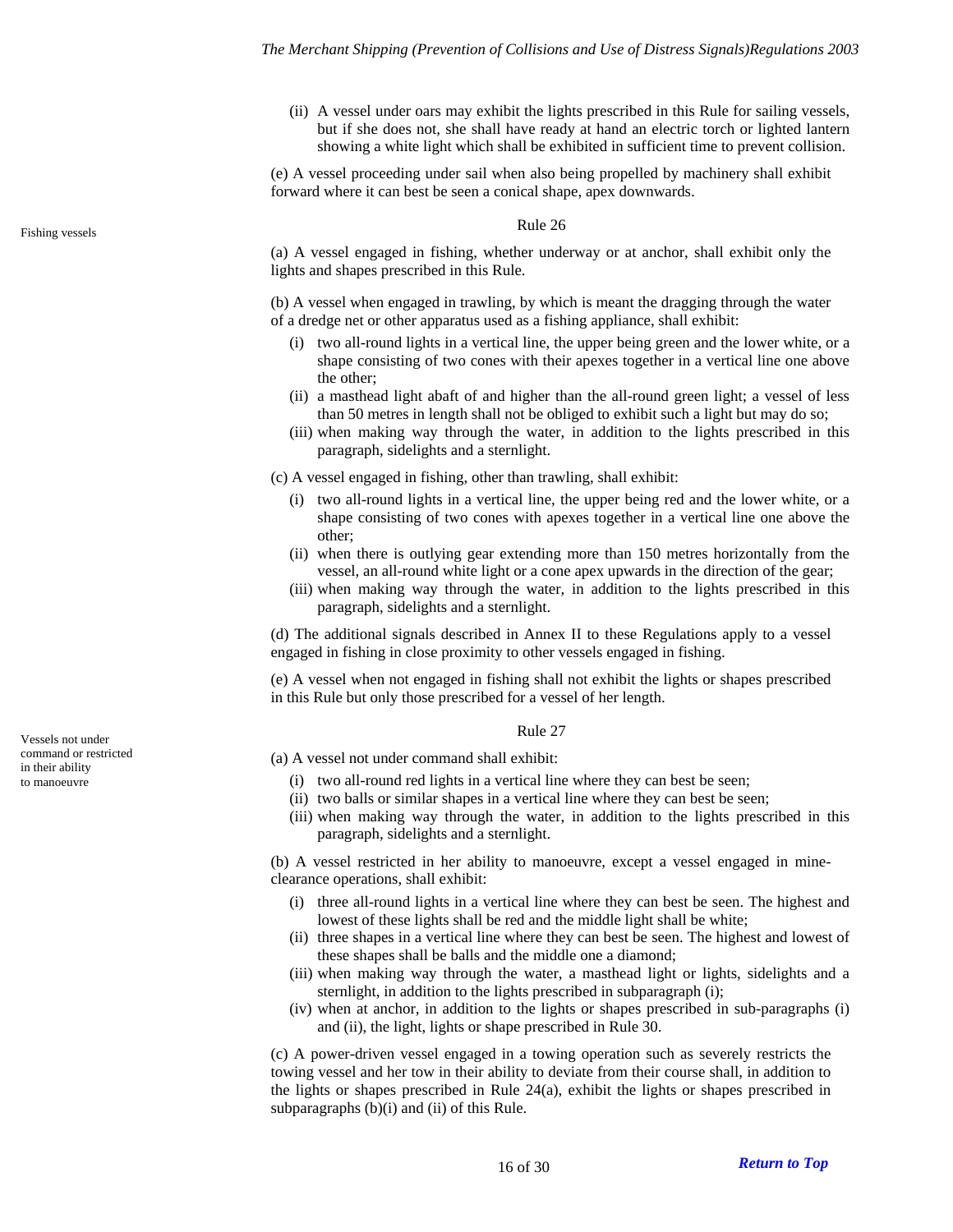(ii) A vessel under oars may exhibit the lights prescribed in this Rule for sailing vessels, but if she does not, she shall have ready at hand an electric torch or lighted lantern showing a white light which shall be exhibited in sufficient time to prevent collision.

(e) A vessel proceeding under sail when also being propelled by machinery shall exhibit forward where it can best be seen a conical shape, apex downwards.

Fishing vessels

### Rule 26

(a) A vessel engaged in fishing, whether underway or at anchor, shall exhibit only the lights and shapes prescribed in this Rule.

(b) A vessel when engaged in trawling, by which is meant the dragging through the water of a dredge net or other apparatus used as a fishing appliance, shall exhibit:

(i) two all-round lights in a vertical line, the upper being green and the lower white, or a shape consisting of two cones with their apexes together in a vertical line one above the other;

(ii) a masthead light abaft of and higher than the all-round green light; a vessel of less than 50 metres in length shall not be obliged to exhibit such a light but may do so;

(iii) when making way through the water, in addition to the lights prescribed in this paragraph, sidelights and a sternlight.

(c) A vessel engaged in fishing, other than trawling, shall exhibit:

(i) two all-round lights in a vertical line, the upper being red and the lower white, or a shape consisting of two cones with apexes together in a vertical line one above the other;

(ii) when there is outlying gear extending more than 150 metres horizontally from the vessel, an all-round white light or a cone apex upwards in the direction of the gear;

(iii) when making way through the water, in addition to the lights prescribed in this paragraph, sidelights and a sternlight.

(d) The additional signals described in Annex II to these Regulations apply to a vessel engaged in fishing in close proximity to other vessels engaged in fishing.

(e) A vessel when not engaged in fishing shall not exhibit the lights or shapes prescribed in this Rule but only those prescribed for a vessel of her length.

Vessels not under command or restricted in their ability to manoeuvre

### Rule 27

(a) A vessel not under command shall exhibit:

(i) two all-round red lights in a vertical line where they can best be seen;

(ii) two balls or similar shapes in a vertical line where they can best be seen;

(iii) when making way through the water, in addition to the lights prescribed in this paragraph, sidelights and a sternlight.

(b) A vessel restricted in her ability to manoeuvre, except a vessel engaged in mine-clearance operations, shall exhibit:

(i) three all-round lights in a vertical line where they can best be seen. The highest and lowest of these lights shall be red and the middle light shall be white;

(ii) three shapes in a vertical line where they can best be seen. The highest and lowest of these shapes shall be balls and the middle one a diamond;

(iii) when making way through the water, a masthead light or lights, sidelights and a sternlight, in addition to the lights prescribed in subparagraph (i);

(iv) when at anchor, in addition to the lights or shapes prescribed in sub-paragraphs (i) and (ii), the light, lights or shape prescribed in Rule 30.

(c) A power-driven vessel engaged in a towing operation such as severely restricts the towing vessel and her tow in their ability to deviate from their course shall, in addition to the lights or shapes prescribed in Rule 24(a), exhibit the lights or shapes prescribed in subparagraphs (b)(i) and (ii) of this Rule.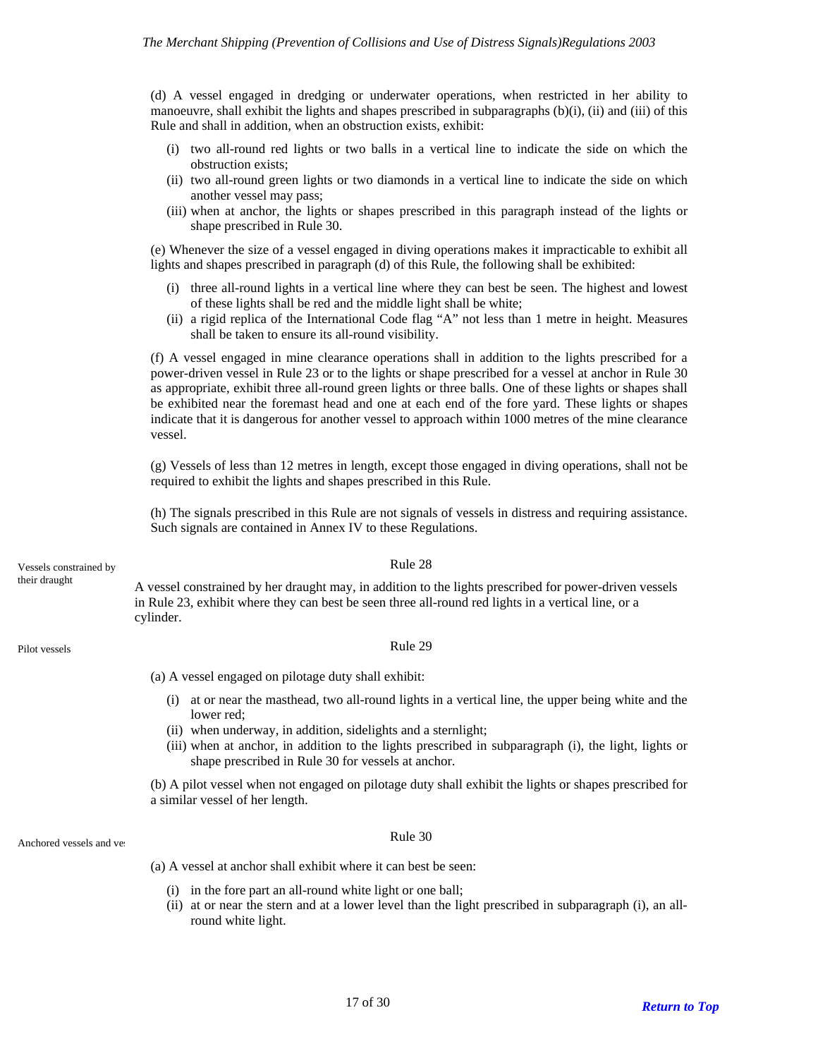(d) A vessel engaged in dredging or underwater operations, when restricted in her ability to manoeuvre, shall exhibit the lights and shapes prescribed in subparagraphs (b)(i), (ii) and (iii) of this Rule and shall in addition, when an obstruction exists, exhibit:

- (i) two all-round red lights or two balls in a vertical line to indicate the side on which the obstruction exists;
- (ii) two all-round green lights or two diamonds in a vertical line to indicate the side on which another vessel may pass;
- (iii) when at anchor, the lights or shapes prescribed in this paragraph instead of the lights or shape prescribed in Rule 30.

(e) Whenever the size of a vessel engaged in diving operations makes it impracticable to exhibit all lights and shapes prescribed in paragraph (d) of this Rule, the following shall be exhibited:

- (i) three all-round lights in a vertical line where they can best be seen. The highest and lowest of these lights shall be red and the middle light shall be white;
- (ii) a rigid replica of the International Code flag "A" not less than 1 metre in height. Measures shall be taken to ensure its all-round visibility.

(f) A vessel engaged in mine clearance operations shall in addition to the lights prescribed for a power-driven vessel in Rule 23 or to the lights or shape prescribed for a vessel at anchor in Rule 30 as appropriate, exhibit three all-round green lights or three balls. One of these lights or shapes shall be exhibited near the foremast head and one at each end of the fore yard. These lights or shapes indicate that it is dangerous for another vessel to approach within 1000 metres of the mine clearance vessel.

(g) Vessels of less than 12 metres in length, except those engaged in diving operations, shall not be required to exhibit the lights and shapes prescribed in this Rule.

(h) The signals prescribed in this Rule are not signals of vessels in distress and requiring assistance. Such signals are contained in Annex IV to these Regulations.

## Rule 28

*Vessels constrained by their draught*

A vessel constrained by her draught may, in addition to the lights prescribed for power-driven vessels in Rule 23, exhibit where they can best be seen three all-round red lights in a vertical line, or a cylinder.

## Rule 29

*Pilot vessels*

(a) A vessel engaged on pilotage duty shall exhibit:

- (i) at or near the masthead, two all-round lights in a vertical line, the upper being white and the lower red;
- (ii) when underway, in addition, sidelights and a sternlight;
- (iii) when at anchor, in addition to the lights prescribed in subparagraph (i), the light, lights or shape prescribed in Rule 30 for vessels at anchor.

(b) A pilot vessel when not engaged on pilotage duty shall exhibit the lights or shapes prescribed for a similar vessel of her length.

## Rule 30

*Anchored vessels and ve*

(a) A vessel at anchor shall exhibit where it can best be seen:

- (i) in the fore part an all-round white light or one ball;
- (ii) at or near the stern and at a lower level than the light prescribed in subparagraph (i), an all-round white light.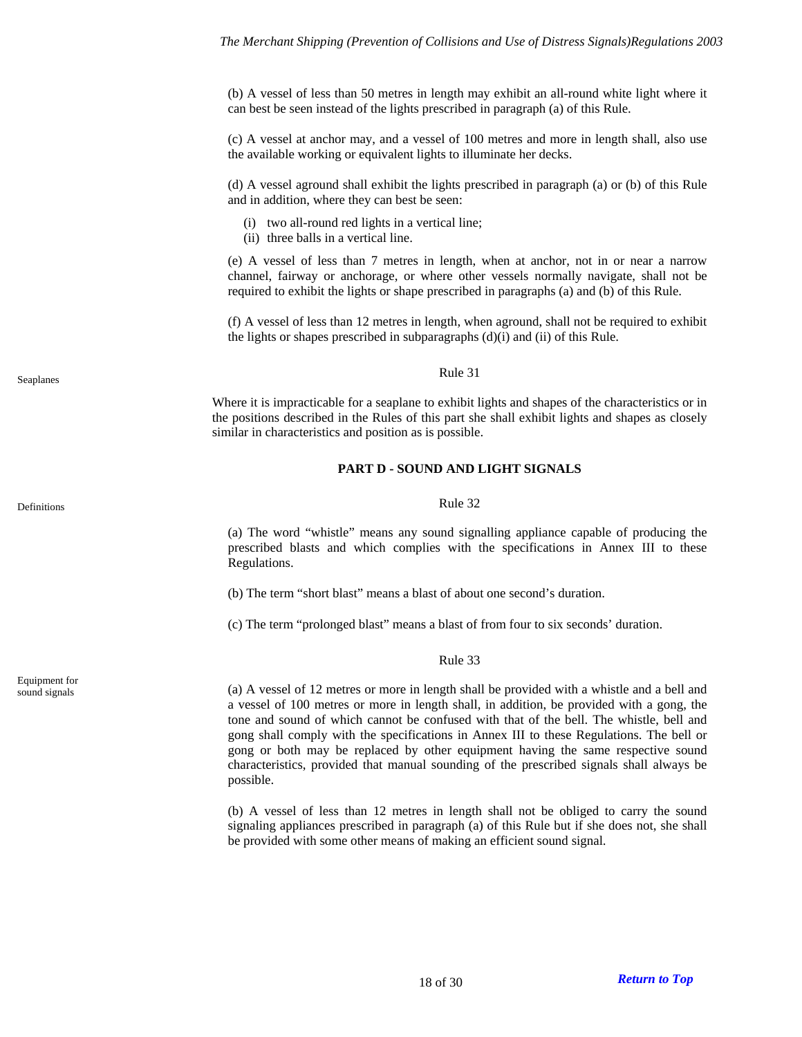(b) A vessel of less than 50 metres in length may exhibit an all-round white light where it can best be seen instead of the lights prescribed in paragraph (a) of this Rule.

(c) A vessel at anchor may, and a vessel of 100 metres and more in length shall, also use the available working or equivalent lights to illuminate her decks.

(d) A vessel aground shall exhibit the lights prescribed in paragraph (a) or (b) of this Rule and in addition, where they can best be seen:

(i) two all-round red lights in a vertical line;
(ii) three balls in a vertical line.

(e) A vessel of less than 7 metres in length, when at anchor, not in or near a narrow channel, fairway or anchorage, or where other vessels normally navigate, shall not be required to exhibit the lights or shape prescribed in paragraphs (a) and (b) of this Rule.

(f) A vessel of less than 12 metres in length, when aground, shall not be required to exhibit the lights or shapes prescribed in subparagraphs (d)(i) and (ii) of this Rule.

Seaplanes

Rule 31

Where it is impracticable for a seaplane to exhibit lights and shapes of the characteristics or in the positions described in the Rules of this part she shall exhibit lights and shapes as closely similar in characteristics and position as is possible.

## PART D - SOUND AND LIGHT SIGNALS

Definitions

Rule 32

(a) The word "whistle" means any sound signalling appliance capable of producing the prescribed blasts and which complies with the specifications in Annex III to these Regulations.

(b) The term "short blast" means a blast of about one second's duration.

(c) The term "prolonged blast" means a blast of from four to six seconds' duration.

Equipment for sound signals

Rule 33

(a) A vessel of 12 metres or more in length shall be provided with a whistle and a bell and a vessel of 100 metres or more in length shall, in addition, be provided with a gong, the tone and sound of which cannot be confused with that of the bell. The whistle, bell and gong shall comply with the specifications in Annex III to these Regulations. The bell or gong or both may be replaced by other equipment having the same respective sound characteristics, provided that manual sounding of the prescribed signals shall always be possible.

(b) A vessel of less than 12 metres in length shall not be obliged to carry the sound signaling appliances prescribed in paragraph (a) of this Rule but if she does not, she shall be provided with some other means of making an efficient sound signal.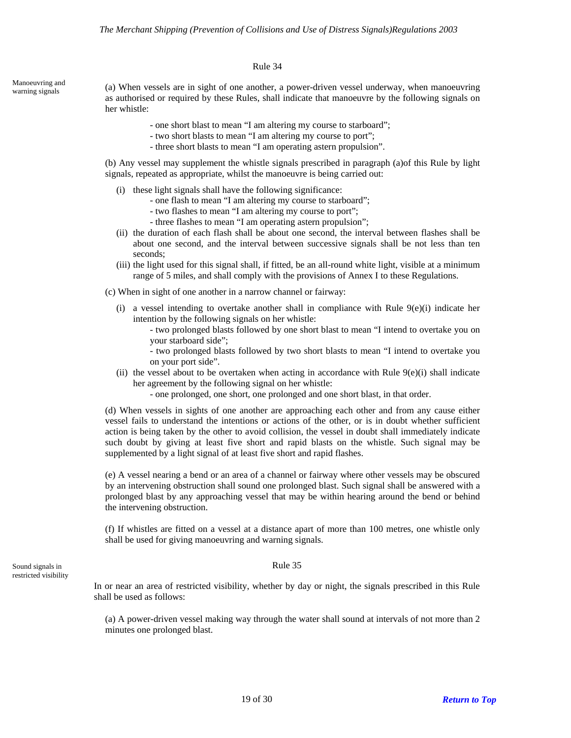## Rule 34

*Manoeuvring and warning signals*

(a) When vessels are in sight of one another, a power-driven vessel underway, when manoeuvring as authorised or required by these Rules, shall indicate that manoeuvre by the following signals on her whistle:

- one short blast to mean "I am altering my course to starboard";
- two short blasts to mean "I am altering my course to port";
- three short blasts to mean "I am operating astern propulsion".

(b) Any vessel may supplement the whistle signals prescribed in paragraph (a)of this Rule by light signals, repeated as appropriate, whilst the manoeuvre is being carried out:

(i) these light signals shall have the following significance:
   - one flash to mean "I am altering my course to starboard";
   - two flashes to mean "I am altering my course to port";
   - three flashes to mean "I am operating astern propulsion";

(ii) the duration of each flash shall be about one second, the interval between flashes shall be about one second, and the interval between successive signals shall be not less than ten seconds;

(iii) the light used for this signal shall, if fitted, be an all-round white light, visible at a minimum range of 5 miles, and shall comply with the provisions of Annex I to these Regulations.

(c) When in sight of one another in a narrow channel or fairway:

(i) a vessel intending to overtake another shall in compliance with Rule 9(e)(i) indicate her intention by the following signals on her whistle:
   - two prolonged blasts followed by one short blast to mean "I intend to overtake you on your starboard side";
   - two prolonged blasts followed by two short blasts to mean "I intend to overtake you on your port side".

(ii) the vessel about to be overtaken when acting in accordance with Rule 9(e)(i) shall indicate her agreement by the following signal on her whistle:
   - one prolonged, one short, one prolonged and one short blast, in that order.

(d) When vessels in sights of one another are approaching each other and from any cause either vessel fails to understand the intentions or actions of the other, or is in doubt whether sufficient action is being taken by the other to avoid collision, the vessel in doubt shall immediately indicate such doubt by giving at least five short and rapid blasts on the whistle. Such signal may be supplemented by a light signal of at least five short and rapid flashes.

(e) A vessel nearing a bend or an area of a channel or fairway where other vessels may be obscured by an intervening obstruction shall sound one prolonged blast. Such signal shall be answered with a prolonged blast by any approaching vessel that may be within hearing around the bend or behind the intervening obstruction.

(f) If whistles are fitted on a vessel at a distance apart of more than 100 metres, one whistle only shall be used for giving manoeuvring and warning signals.

## Rule 35

*Sound signals in restricted visibility*

In or near an area of restricted visibility, whether by day or night, the signals prescribed in this Rule shall be used as follows:

(a) A power-driven vessel making way through the water shall sound at intervals of not more than 2 minutes one prolonged blast.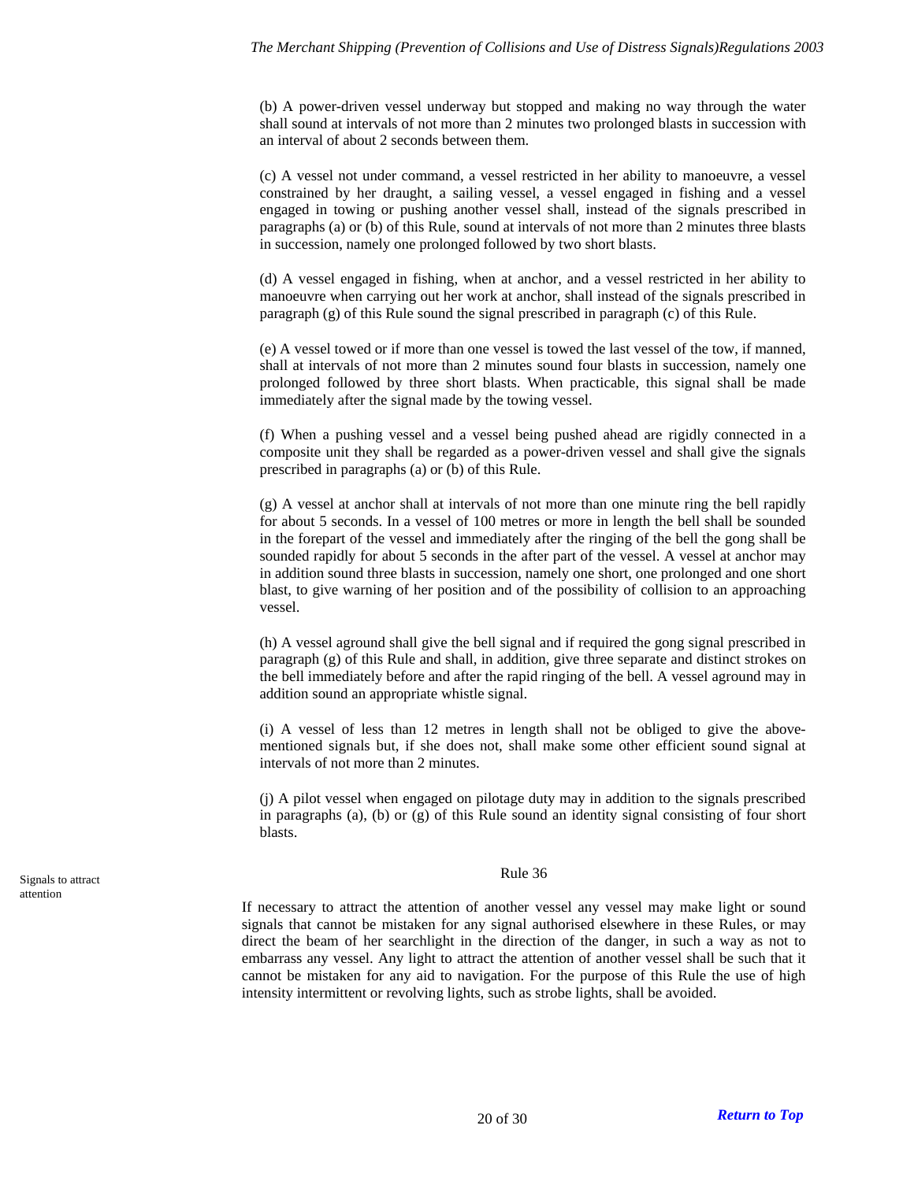(b) A power-driven vessel underway but stopped and making no way through the water shall sound at intervals of not more than 2 minutes two prolonged blasts in succession with an interval of about 2 seconds between them.

(c) A vessel not under command, a vessel restricted in her ability to manoeuvre, a vessel constrained by her draught, a sailing vessel, a vessel engaged in fishing and a vessel engaged in towing or pushing another vessel shall, instead of the signals prescribed in paragraphs (a) or (b) of this Rule, sound at intervals of not more than 2 minutes three blasts in succession, namely one prolonged followed by two short blasts.

(d) A vessel engaged in fishing, when at anchor, and a vessel restricted in her ability to manoeuvre when carrying out her work at anchor, shall instead of the signals prescribed in paragraph (g) of this Rule sound the signal prescribed in paragraph (c) of this Rule.

(e) A vessel towed or if more than one vessel is towed the last vessel of the tow, if manned, shall at intervals of not more than 2 minutes sound four blasts in succession, namely one prolonged followed by three short blasts. When practicable, this signal shall be made immediately after the signal made by the towing vessel.

(f) When a pushing vessel and a vessel being pushed ahead are rigidly connected in a composite unit they shall be regarded as a power-driven vessel and shall give the signals prescribed in paragraphs (a) or (b) of this Rule.

(g) A vessel at anchor shall at intervals of not more than one minute ring the bell rapidly for about 5 seconds. In a vessel of 100 metres or more in length the bell shall be sounded in the forepart of the vessel and immediately after the ringing of the bell the gong shall be sounded rapidly for about 5 seconds in the after part of the vessel. A vessel at anchor may in addition sound three blasts in succession, namely one short, one prolonged and one short blast, to give warning of her position and of the possibility of collision to an approaching vessel.

(h) A vessel aground shall give the bell signal and if required the gong signal prescribed in paragraph (g) of this Rule and shall, in addition, give three separate and distinct strokes on the bell immediately before and after the rapid ringing of the bell. A vessel aground may in addition sound an appropriate whistle signal.

(i) A vessel of less than 12 metres in length shall not be obliged to give the above-mentioned signals but, if she does not, shall make some other efficient sound signal at intervals of not more than 2 minutes.

(j) A pilot vessel when engaged on pilotage duty may in addition to the signals prescribed in paragraphs (a), (b) or (g) of this Rule sound an identity signal consisting of four short blasts.

### Rule 36

*Signals to attract attention*

If necessary to attract the attention of another vessel any vessel may make light or sound signals that cannot be mistaken for any signal authorised elsewhere in these Rules, or may direct the beam of her searchlight in the direction of the danger, in such a way as not to embarrass any vessel. Any light to attract the attention of another vessel shall be such that it cannot be mistaken for any aid to navigation. For the purpose of this Rule the use of high intensity intermittent or revolving lights, such as strobe lights, shall be avoided.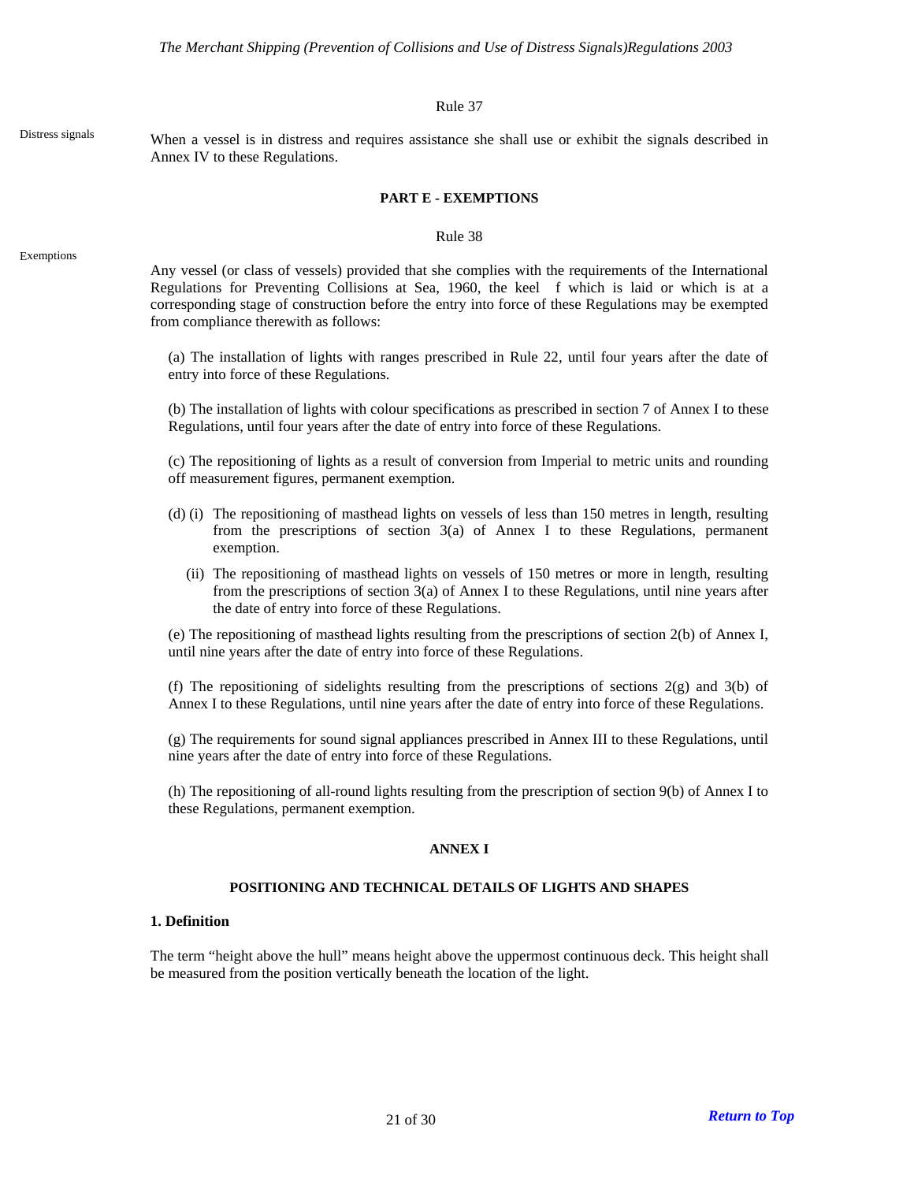Rule 37

Distress signals

When a vessel is in distress and requires assistance she shall use or exhibit the signals described in Annex IV to these Regulations.

**PART E - EXEMPTIONS**

Rule 38

Exemptions

Any vessel (or class of vessels) provided that she complies with the requirements of the International Regulations for Preventing Collisions at Sea, 1960, the keel f which is laid or which is at a corresponding stage of construction before the entry into force of these Regulations may be exempted from compliance therewith as follows:

(a) The installation of lights with ranges prescribed in Rule 22, until four years after the date of entry into force of these Regulations.

(b) The installation of lights with colour specifications as prescribed in section 7 of Annex I to these Regulations, until four years after the date of entry into force of these Regulations.

(c) The repositioning of lights as a result of conversion from Imperial to metric units and rounding off measurement figures, permanent exemption.

(d) (i) The repositioning of masthead lights on vessels of less than 150 metres in length, resulting from the prescriptions of section 3(a) of Annex I to these Regulations, permanent exemption.

(ii) The repositioning of masthead lights on vessels of 150 metres or more in length, resulting from the prescriptions of section 3(a) of Annex I to these Regulations, until nine years after the date of entry into force of these Regulations.

(e) The repositioning of masthead lights resulting from the prescriptions of section 2(b) of Annex I, until nine years after the date of entry into force of these Regulations.

(f) The repositioning of sidelights resulting from the prescriptions of sections 2(g) and 3(b) of Annex I to these Regulations, until nine years after the date of entry into force of these Regulations.

(g) The requirements for sound signal appliances prescribed in Annex III to these Regulations, until nine years after the date of entry into force of these Regulations.

(h) The repositioning of all-round lights resulting from the prescription of section 9(b) of Annex I to these Regulations, permanent exemption.

**ANNEX I**

**POSITIONING AND TECHNICAL DETAILS OF LIGHTS AND SHAPES**

**1. Definition**

The term "height above the hull" means height above the uppermost continuous deck. This height shall be measured from the position vertically beneath the location of the light.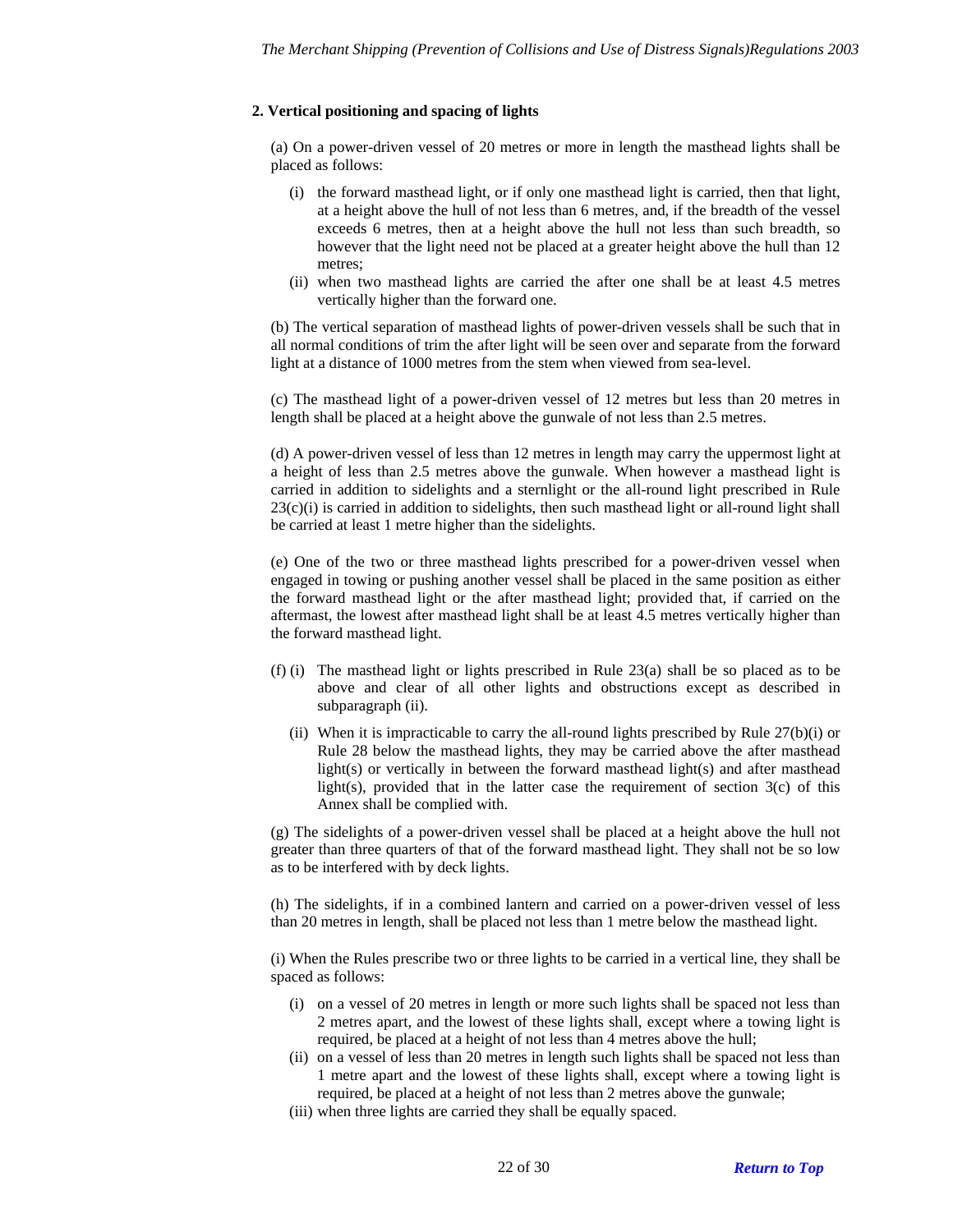### 2. Vertical positioning and spacing of lights

(a) On a power-driven vessel of 20 metres or more in length the masthead lights shall be placed as follows:

- (i) the forward masthead light, or if only one masthead light is carried, then that light, at a height above the hull of not less than 6 metres, and, if the breadth of the vessel exceeds 6 metres, then at a height above the hull not less than such breadth, so however that the light need not be placed at a greater height above the hull than 12 metres;
- (ii) when two masthead lights are carried the after one shall be at least 4.5 metres vertically higher than the forward one.

(b) The vertical separation of masthead lights of power-driven vessels shall be such that in all normal conditions of trim the after light will be seen over and separate from the forward light at a distance of 1000 metres from the stem when viewed from sea-level.

(c) The masthead light of a power-driven vessel of 12 metres but less than 20 metres in length shall be placed at a height above the gunwale of not less than 2.5 metres.

(d) A power-driven vessel of less than 12 metres in length may carry the uppermost light at a height of less than 2.5 metres above the gunwale. When however a masthead light is carried in addition to sidelights and a sternlight or the all-round light prescribed in Rule 23(c)(i) is carried in addition to sidelights, then such masthead light or all-round light shall be carried at least 1 metre higher than the sidelights.

(e) One of the two or three masthead lights prescribed for a power-driven vessel when engaged in towing or pushing another vessel shall be placed in the same position as either the forward masthead light or the after masthead light; provided that, if carried on the aftermast, the lowest after masthead light shall be at least 4.5 metres vertically higher than the forward masthead light.

(f) (i) The masthead light or lights prescribed in Rule 23(a) shall be so placed as to be above and clear of all other lights and obstructions except as described in subparagraph (ii).

(ii) When it is impracticable to carry the all-round lights prescribed by Rule 27(b)(i) or Rule 28 below the masthead lights, they may be carried above the after masthead light(s) or vertically in between the forward masthead light(s) and after masthead light(s), provided that in the latter case the requirement of section 3(c) of this Annex shall be complied with.

(g) The sidelights of a power-driven vessel shall be placed at a height above the hull not greater than three quarters of that of the forward masthead light. They shall not be so low as to be interfered with by deck lights.

(h) The sidelights, if in a combined lantern and carried on a power-driven vessel of less than 20 metres in length, shall be placed not less than 1 metre below the masthead light.

(i) When the Rules prescribe two or three lights to be carried in a vertical line, they shall be spaced as follows:

- (i) on a vessel of 20 metres in length or more such lights shall be spaced not less than 2 metres apart, and the lowest of these lights shall, except where a towing light is required, be placed at a height of not less than 4 metres above the hull;
- (ii) on a vessel of less than 20 metres in length such lights shall be spaced not less than 1 metre apart and the lowest of these lights shall, except where a towing light is required, be placed at a height of not less than 2 metres above the gunwale;
- (iii) when three lights are carried they shall be equally spaced.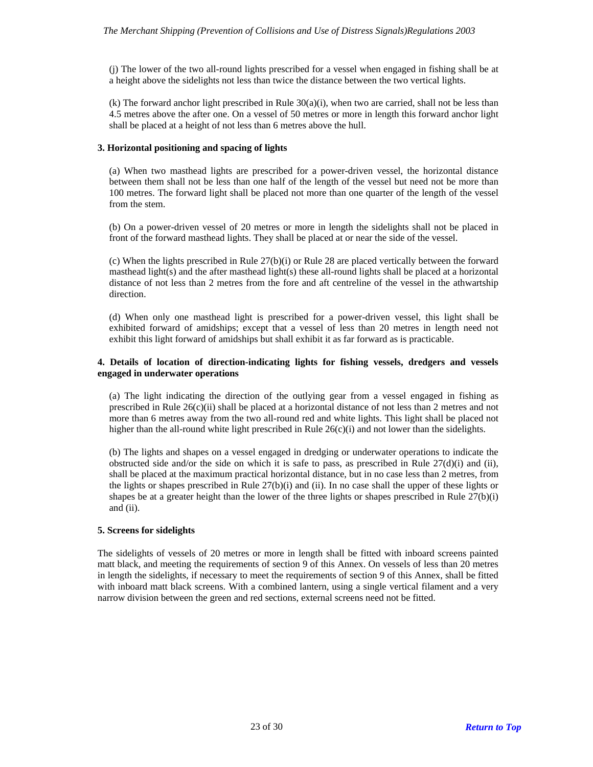(j) The lower of the two all-round lights prescribed for a vessel when engaged in fishing shall be at a height above the sidelights not less than twice the distance between the two vertical lights.

(k) The forward anchor light prescribed in Rule 30(a)(i), when two are carried, shall not be less than 4.5 metres above the after one. On a vessel of 50 metres or more in length this forward anchor light shall be placed at a height of not less than 6 metres above the hull.

**3. Horizontal positioning and spacing of lights**

(a) When two masthead lights are prescribed for a power-driven vessel, the horizontal distance between them shall not be less than one half of the length of the vessel but need not be more than 100 metres. The forward light shall be placed not more than one quarter of the length of the vessel from the stem.

(b) On a power-driven vessel of 20 metres or more in length the sidelights shall not be placed in front of the forward masthead lights. They shall be placed at or near the side of the vessel.

(c) When the lights prescribed in Rule 27(b)(i) or Rule 28 are placed vertically between the forward masthead light(s) and the after masthead light(s) these all-round lights shall be placed at a horizontal distance of not less than 2 metres from the fore and aft centreline of the vessel in the athwartship direction.

(d) When only one masthead light is prescribed for a power-driven vessel, this light shall be exhibited forward of amidships; except that a vessel of less than 20 metres in length need not exhibit this light forward of amidships but shall exhibit it as far forward as is practicable.

**4. Details of location of direction-indicating lights for fishing vessels, dredgers and vessels engaged in underwater operations**

(a) The light indicating the direction of the outlying gear from a vessel engaged in fishing as prescribed in Rule 26(c)(ii) shall be placed at a horizontal distance of not less than 2 metres and not more than 6 metres away from the two all-round red and white lights. This light shall be placed not higher than the all-round white light prescribed in Rule 26(c)(i) and not lower than the sidelights.

(b) The lights and shapes on a vessel engaged in dredging or underwater operations to indicate the obstructed side and/or the side on which it is safe to pass, as prescribed in Rule 27(d)(i) and (ii), shall be placed at the maximum practical horizontal distance, but in no case less than 2 metres, from the lights or shapes prescribed in Rule 27(b)(i) and (ii). In no case shall the upper of these lights or shapes be at a greater height than the lower of the three lights or shapes prescribed in Rule 27(b)(i) and (ii).

**5. Screens for sidelights**

The sidelights of vessels of 20 metres or more in length shall be fitted with inboard screens painted matt black, and meeting the requirements of section 9 of this Annex. On vessels of less than 20 metres in length the sidelights, if necessary to meet the requirements of section 9 of this Annex, shall be fitted with inboard matt black screens. With a combined lantern, using a single vertical filament and a very narrow division between the green and red sections, external screens need not be fitted.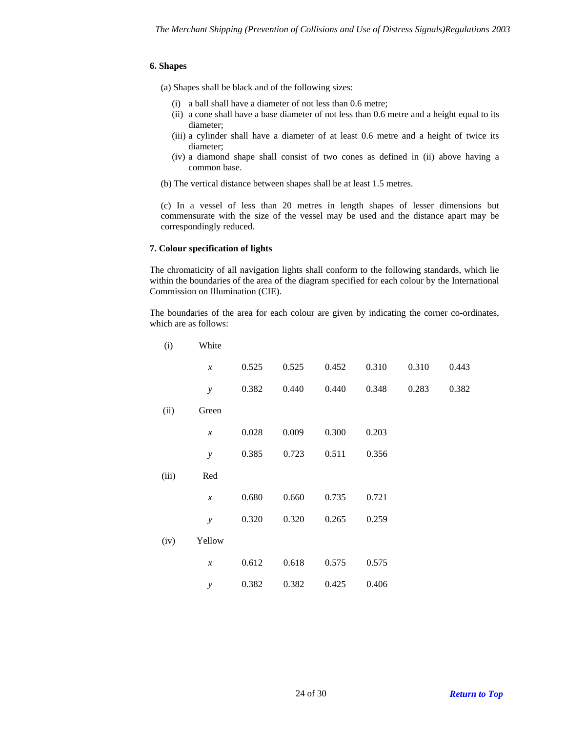### 6. Shapes

(a) Shapes shall be black and of the following sizes:

- (i) a ball shall have a diameter of not less than 0.6 metre;
- (ii) a cone shall have a base diameter of not less than 0.6 metre and a height equal to its diameter;
- (iii) a cylinder shall have a diameter of at least 0.6 metre and a height of twice its diameter;
- (iv) a diamond shape shall consist of two cones as defined in (ii) above having a common base.

(b) The vertical distance between shapes shall be at least 1.5 metres.

(c) In a vessel of less than 20 metres in length shapes of lesser dimensions but commensurate with the size of the vessel may be used and the distance apart may be correspondingly reduced.

### 7. Colour specification of lights

The chromaticity of all navigation lights shall conform to the following standards, which lie within the boundaries of the area of the diagram specified for each colour by the International Commission on Illumination (CIE).

The boundaries of the area for each colour are given by indicating the corner co-ordinates, which are as follows:

| | | | | | | | |
|---|---|---|---|---|---|---|---|
| (i) | White | | | | | | |
| | $x$ | 0.525 | 0.525 | 0.452 | 0.310 | 0.310 | 0.443 |
| | $y$ | 0.382 | 0.440 | 0.440 | 0.348 | 0.283 | 0.382 |
| (ii) | Green | | | | | | |
| | $x$ | 0.028 | 0.009 | 0.300 | 0.203 | | |
| | $y$ | 0.385 | 0.723 | 0.511 | 0.356 | | |
| (iii) | Red | | | | | | |
| | $x$ | 0.680 | 0.660 | 0.735 | 0.721 | | |
| | $y$ | 0.320 | 0.320 | 0.265 | 0.259 | | |
| (iv) | Yellow | | | | | | |
| | $x$ | 0.612 | 0.618 | 0.575 | 0.575 | | |
| | $y$ | 0.382 | 0.382 | 0.425 | 0.406 | | |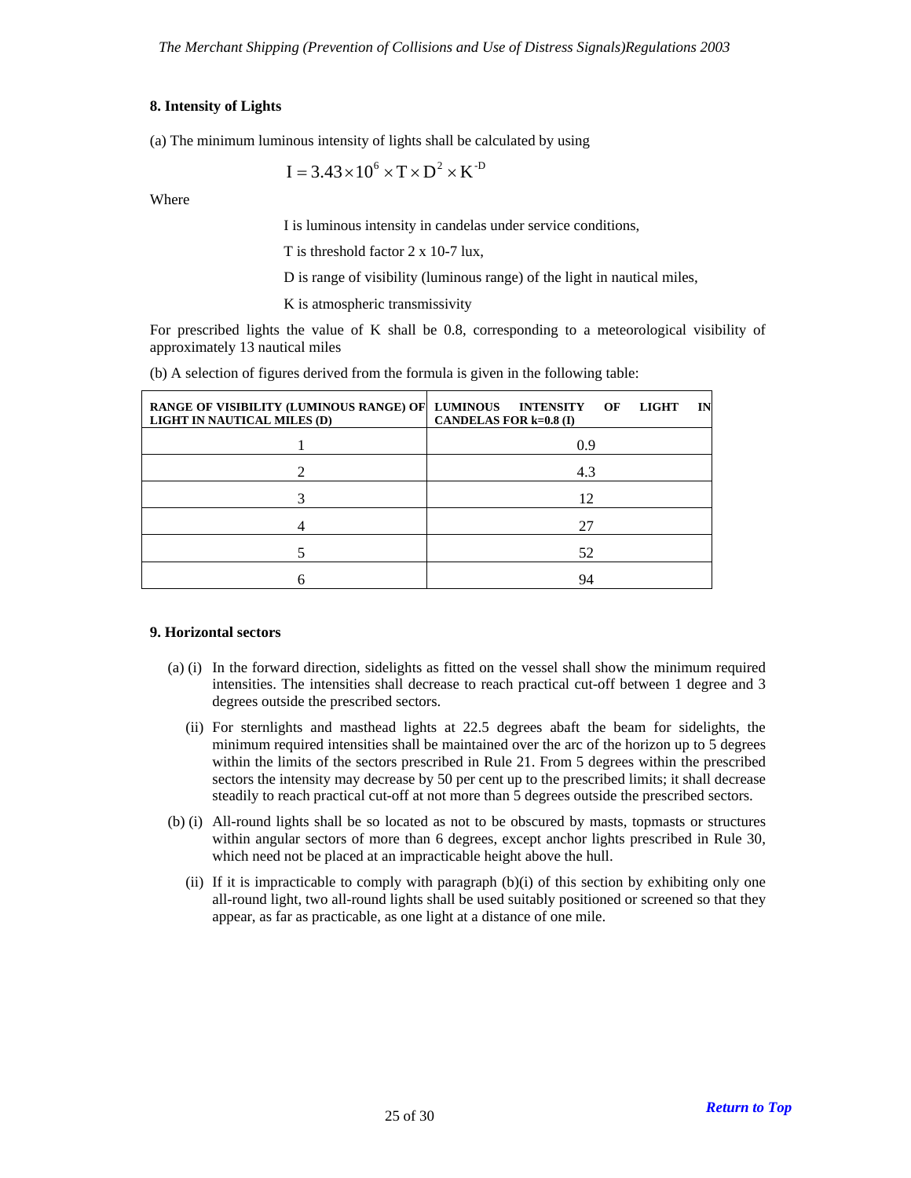## 8. Intensity of Lights

(a) The minimum luminous intensity of lights shall be calculated by using

$$I = 3.43 \times 10^{6} \times T \times D^{2} \times K^{-D}$$

Where

I is luminous intensity in candelas under service conditions,

T is threshold factor 2 x 10-7 lux,

D is range of visibility (luminous range) of the light in nautical miles,

K is atmospheric transmissivity

For prescribed lights the value of K shall be 0.8, corresponding to a meteorological visibility of approximately 13 nautical miles

(b) A selection of figures derived from the formula is given in the following table:

| RANGE OF VISIBILITY (LUMINOUS RANGE) OF LIGHT IN NAUTICAL MILES (D) | LUMINOUS INTENSITY OF LIGHT IN CANDELAS FOR k=0.8 (I) |
|---|---|
| 1 | 0.9 |
| 2 | 4.3 |
| 3 | 12 |
| 4 | 27 |
| 5 | 52 |
| 6 | 94 |

## 9. Horizontal sectors

(a) (i) In the forward direction, sidelights as fitted on the vessel shall show the minimum required intensities. The intensities shall decrease to reach practical cut-off between 1 degree and 3 degrees outside the prescribed sectors.

(ii) For sternlights and masthead lights at 22.5 degrees abaft the beam for sidelights, the minimum required intensities shall be maintained over the arc of the horizon up to 5 degrees within the limits of the sectors prescribed in Rule 21. From 5 degrees within the prescribed sectors the intensity may decrease by 50 per cent up to the prescribed limits; it shall decrease steadily to reach practical cut-off at not more than 5 degrees outside the prescribed sectors.

(b) (i) All-round lights shall be so located as not to be obscured by masts, topmasts or structures within angular sectors of more than 6 degrees, except anchor lights prescribed in Rule 30, which need not be placed at an impracticable height above the hull.

(ii) If it is impracticable to comply with paragraph (b)(i) of this section by exhibiting only one all-round light, two all-round lights shall be used suitably positioned or screened so that they appear, as far as practicable, as one light at a distance of one mile.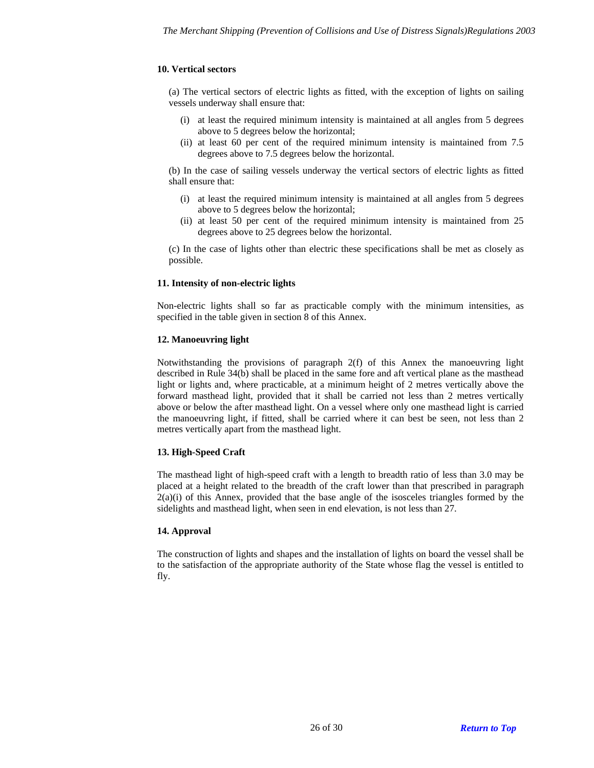**10. Vertical sectors**

(a) The vertical sectors of electric lights as fitted, with the exception of lights on sailing vessels underway shall ensure that:

- (i) at least the required minimum intensity is maintained at all angles from 5 degrees above to 5 degrees below the horizontal;
- (ii) at least 60 per cent of the required minimum intensity is maintained from 7.5 degrees above to 7.5 degrees below the horizontal.

(b) In the case of sailing vessels underway the vertical sectors of electric lights as fitted shall ensure that:

- (i) at least the required minimum intensity is maintained at all angles from 5 degrees above to 5 degrees below the horizontal;
- (ii) at least 50 per cent of the required minimum intensity is maintained from 25 degrees above to 25 degrees below the horizontal.

(c) In the case of lights other than electric these specifications shall be met as closely as possible.

**11. Intensity of non-electric lights**

Non-electric lights shall so far as practicable comply with the minimum intensities, as specified in the table given in section 8 of this Annex.

**12. Manoeuvring light**

Notwithstanding the provisions of paragraph 2(f) of this Annex the manoeuvring light described in Rule 34(b) shall be placed in the same fore and aft vertical plane as the masthead light or lights and, where practicable, at a minimum height of 2 metres vertically above the forward masthead light, provided that it shall be carried not less than 2 metres vertically above or below the after masthead light. On a vessel where only one masthead light is carried the manoeuvring light, if fitted, shall be carried where it can best be seen, not less than 2 metres vertically apart from the masthead light.

**13. High-Speed Craft**

The masthead light of high-speed craft with a length to breadth ratio of less than 3.0 may be placed at a height related to the breadth of the craft lower than that prescribed in paragraph 2(a)(i) of this Annex, provided that the base angle of the isosceles triangles formed by the sidelights and masthead light, when seen in end elevation, is not less than 27.

**14. Approval**

The construction of lights and shapes and the installation of lights on board the vessel shall be to the satisfaction of the appropriate authority of the State whose flag the vessel is entitled to fly.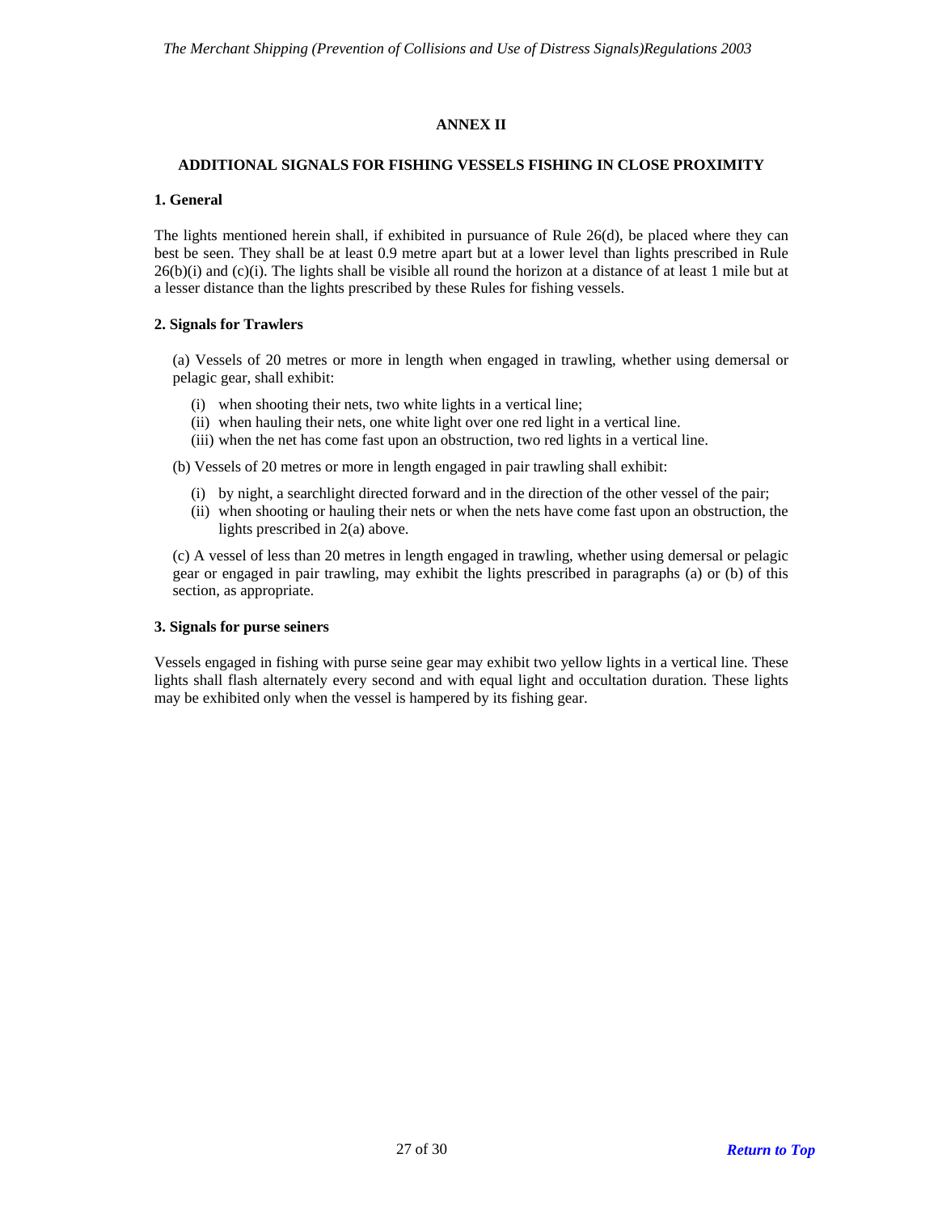# ANNEX II

## ADDITIONAL SIGNALS FOR FISHING VESSELS FISHING IN CLOSE PROXIMITY

### 1. General

The lights mentioned herein shall, if exhibited in pursuance of Rule 26(d), be placed where they can best be seen. They shall be at least 0.9 metre apart but at a lower level than lights prescribed in Rule 26(b)(i) and (c)(i). The lights shall be visible all round the horizon at a distance of at least 1 mile but at a lesser distance than the lights prescribed by these Rules for fishing vessels.

### 2. Signals for Trawlers

(a) Vessels of 20 metres or more in length when engaged in trawling, whether using demersal or pelagic gear, shall exhibit:

- (i) when shooting their nets, two white lights in a vertical line;
- (ii) when hauling their nets, one white light over one red light in a vertical line.
- (iii) when the net has come fast upon an obstruction, two red lights in a vertical line.

(b) Vessels of 20 metres or more in length engaged in pair trawling shall exhibit:

- (i) by night, a searchlight directed forward and in the direction of the other vessel of the pair;
- (ii) when shooting or hauling their nets or when the nets have come fast upon an obstruction, the lights prescribed in 2(a) above.

(c) A vessel of less than 20 metres in length engaged in trawling, whether using demersal or pelagic gear or engaged in pair trawling, may exhibit the lights prescribed in paragraphs (a) or (b) of this section, as appropriate.

### 3. Signals for purse seiners

Vessels engaged in fishing with purse seine gear may exhibit two yellow lights in a vertical line. These lights shall flash alternately every second and with equal light and occultation duration. These lights may be exhibited only when the vessel is hampered by its fishing gear.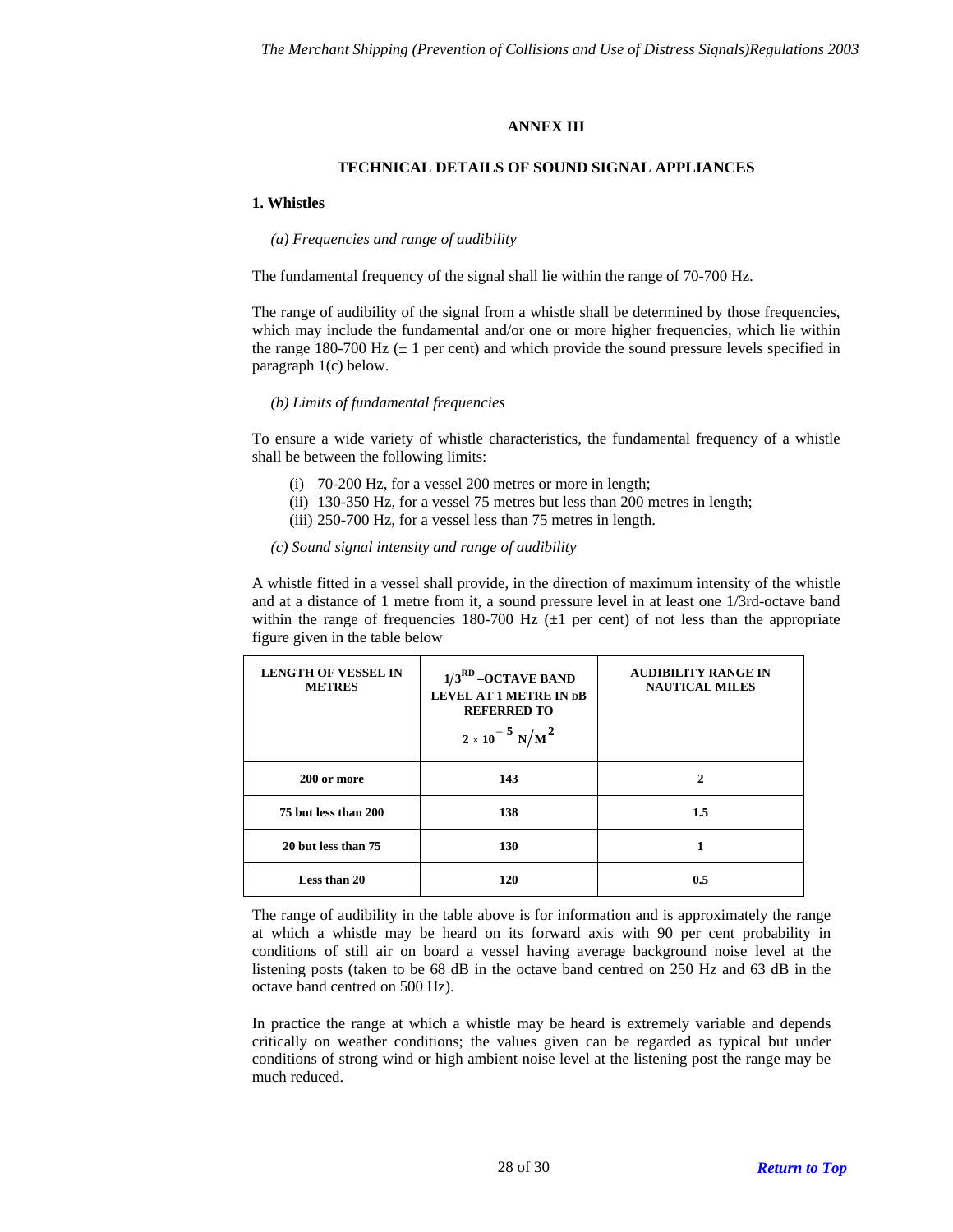# ANNEX III

## TECHNICAL DETAILS OF SOUND SIGNAL APPLIANCES

### 1. Whistles

*(a) Frequencies and range of audibility*

The fundamental frequency of the signal shall lie within the range of 70-700 Hz.

The range of audibility of the signal from a whistle shall be determined by those frequencies, which may include the fundamental and/or one or more higher frequencies, which lie within the range 180-700 Hz (± 1 per cent) and which provide the sound pressure levels specified in paragraph 1(c) below.

*(b) Limits of fundamental frequencies*

To ensure a wide variety of whistle characteristics, the fundamental frequency of a whistle shall be between the following limits:

(i) 70-200 Hz, for a vessel 200 metres or more in length;
(ii) 130-350 Hz, for a vessel 75 metres but less than 200 metres in length;
(iii) 250-700 Hz, for a vessel less than 75 metres in length.

*(c) Sound signal intensity and range of audibility*

A whistle fitted in a vessel shall provide, in the direction of maximum intensity of the whistle and at a distance of 1 metre from it, a sound pressure level in at least one 1/3rd-octave band within the range of frequencies 180-700 Hz (±1 per cent) of not less than the appropriate figure given in the table below

| LENGTH OF VESSEL IN METRES | 1/3RD –OCTAVE BAND LEVEL AT 1 METRE IN dB REFERRED TO $2 \times 10^{-5}\ N/M^2$ | AUDIBILITY RANGE IN NAUTICAL MILES |
|---|---|---|
| 200 or more | 143 | 2 |
| 75 but less than 200 | 138 | 1.5 |
| 20 but less than 75 | 130 | 1 |
| Less than 20 | 120 | 0.5 |

The range of audibility in the table above is for information and is approximately the range at which a whistle may be heard on its forward axis with 90 per cent probability in conditions of still air on board a vessel having average background noise level at the listening posts (taken to be 68 dB in the octave band centred on 250 Hz and 63 dB in the octave band centred on 500 Hz).

In practice the range at which a whistle may be heard is extremely variable and depends critically on weather conditions; the values given can be regarded as typical but under conditions of strong wind or high ambient noise level at the listening post the range may be much reduced.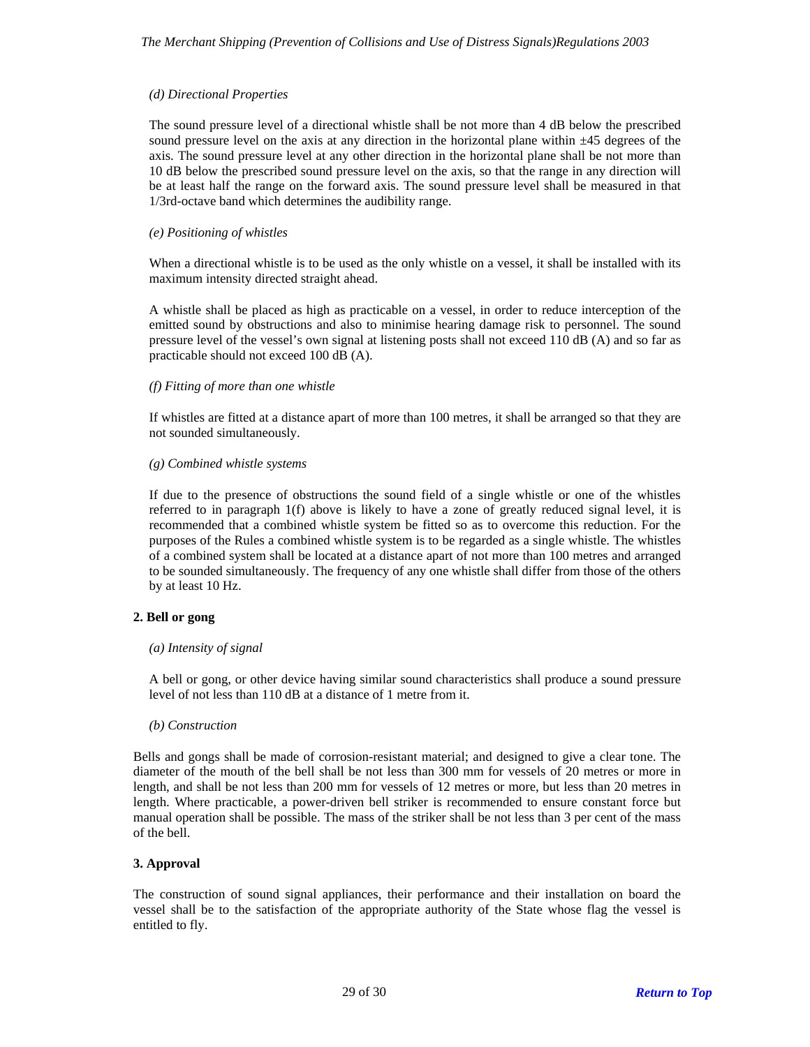*(d) Directional Properties*

The sound pressure level of a directional whistle shall be not more than 4 dB below the prescribed sound pressure level on the axis at any direction in the horizontal plane within ±45 degrees of the axis. The sound pressure level at any other direction in the horizontal plane shall be not more than 10 dB below the prescribed sound pressure level on the axis, so that the range in any direction will be at least half the range on the forward axis. The sound pressure level shall be measured in that 1/3rd-octave band which determines the audibility range.

*(e) Positioning of whistles*

When a directional whistle is to be used as the only whistle on a vessel, it shall be installed with its maximum intensity directed straight ahead.

A whistle shall be placed as high as practicable on a vessel, in order to reduce interception of the emitted sound by obstructions and also to minimise hearing damage risk to personnel. The sound pressure level of the vessel's own signal at listening posts shall not exceed 110 dB (A) and so far as practicable should not exceed 100 dB (A).

*(f) Fitting of more than one whistle*

If whistles are fitted at a distance apart of more than 100 metres, it shall be arranged so that they are not sounded simultaneously.

*(g) Combined whistle systems*

If due to the presence of obstructions the sound field of a single whistle or one of the whistles referred to in paragraph 1(f) above is likely to have a zone of greatly reduced signal level, it is recommended that a combined whistle system be fitted so as to overcome this reduction. For the purposes of the Rules a combined whistle system is to be regarded as a single whistle. The whistles of a combined system shall be located at a distance apart of not more than 100 metres and arranged to be sounded simultaneously. The frequency of any one whistle shall differ from those of the others by at least 10 Hz.

**2. Bell or gong**

*(a) Intensity of signal*

A bell or gong, or other device having similar sound characteristics shall produce a sound pressure level of not less than 110 dB at a distance of 1 metre from it.

*(b) Construction*

Bells and gongs shall be made of corrosion-resistant material; and designed to give a clear tone. The diameter of the mouth of the bell shall be not less than 300 mm for vessels of 20 metres or more in length, and shall be not less than 200 mm for vessels of 12 metres or more, but less than 20 metres in length. Where practicable, a power-driven bell striker is recommended to ensure constant force but manual operation shall be possible. The mass of the striker shall be not less than 3 per cent of the mass of the bell.

**3. Approval**

The construction of sound signal appliances, their performance and their installation on board the vessel shall be to the satisfaction of the appropriate authority of the State whose flag the vessel is entitled to fly.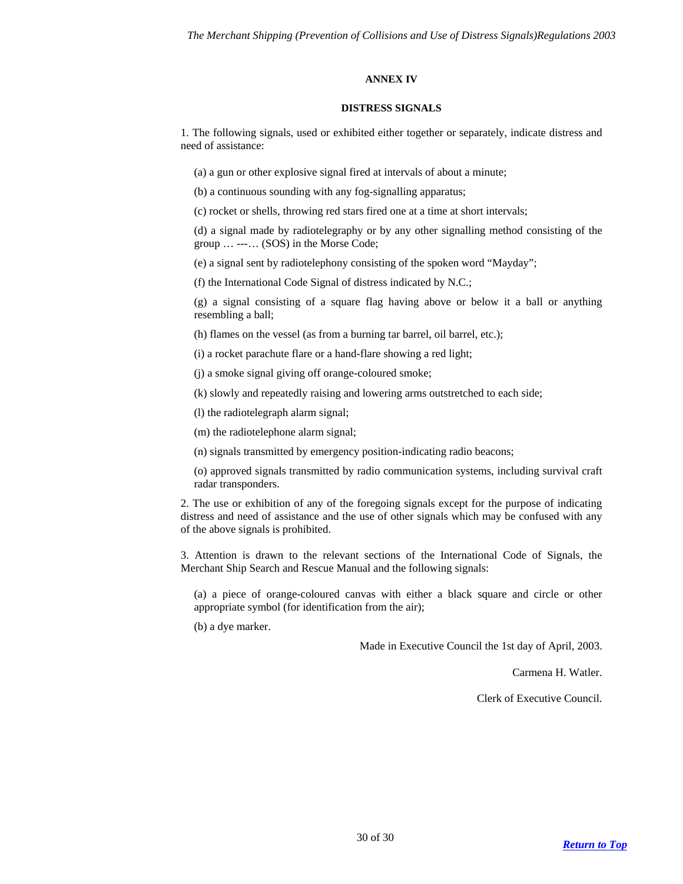## ANNEX IV

### DISTRESS SIGNALS

1. The following signals, used or exhibited either together or separately, indicate distress and need of assistance:

(a) a gun or other explosive signal fired at intervals of about a minute;

(b) a continuous sounding with any fog-signalling apparatus;

(c) rocket or shells, throwing red stars fired one at a time at short intervals;

(d) a signal made by radiotelegraphy or by any other signalling method consisting of the group … ---… (SOS) in the Morse Code;

(e) a signal sent by radiotelephony consisting of the spoken word "Mayday";

(f) the International Code Signal of distress indicated by N.C.;

(g) a signal consisting of a square flag having above or below it a ball or anything resembling a ball;

(h) flames on the vessel (as from a burning tar barrel, oil barrel, etc.);

(i) a rocket parachute flare or a hand-flare showing a red light;

(j) a smoke signal giving off orange-coloured smoke;

(k) slowly and repeatedly raising and lowering arms outstretched to each side;

(l) the radiotelegraph alarm signal;

(m) the radiotelephone alarm signal;

(n) signals transmitted by emergency position-indicating radio beacons;

(o) approved signals transmitted by radio communication systems, including survival craft radar transponders.

2. The use or exhibition of any of the foregoing signals except for the purpose of indicating distress and need of assistance and the use of other signals which may be confused with any of the above signals is prohibited.

3. Attention is drawn to the relevant sections of the International Code of Signals, the Merchant Ship Search and Rescue Manual and the following signals:

(a) a piece of orange-coloured canvas with either a black square and circle or other appropriate symbol (for identification from the air);

(b) a dye marker.

Made in Executive Council the 1st day of April, 2003.

Carmena H. Watler.

Clerk of Executive Council.